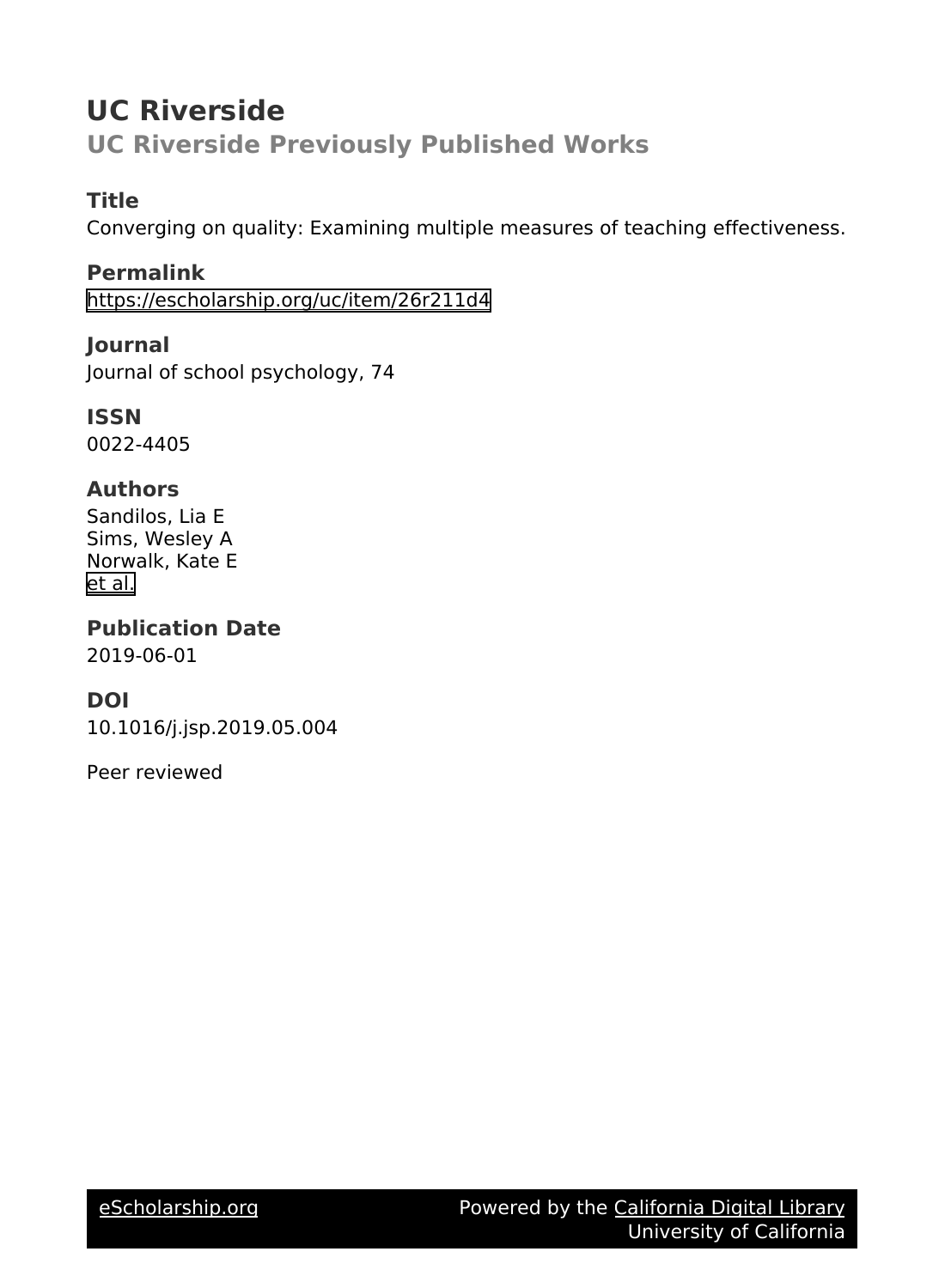# UC Riverside

## UC Riverside Previously Published Works

### Title

Converging on quality: Examining multiple measures of teaching effectiveness.

### Permalink

https://escholarship.org/uc/item/26r211d4

### Journal

Journal of school psychology, 74

### ISSN

0022-4405

### Authors

Sandilos, Lia E
Sims, Wesley A
Norwalk, Kate E
et al.

### Publication Date

2019-06-01

### DOI

10.1016/j.jsp.2019.05.004

Peer reviewed

eScholarship.org | Powered by the California Digital Library, University of California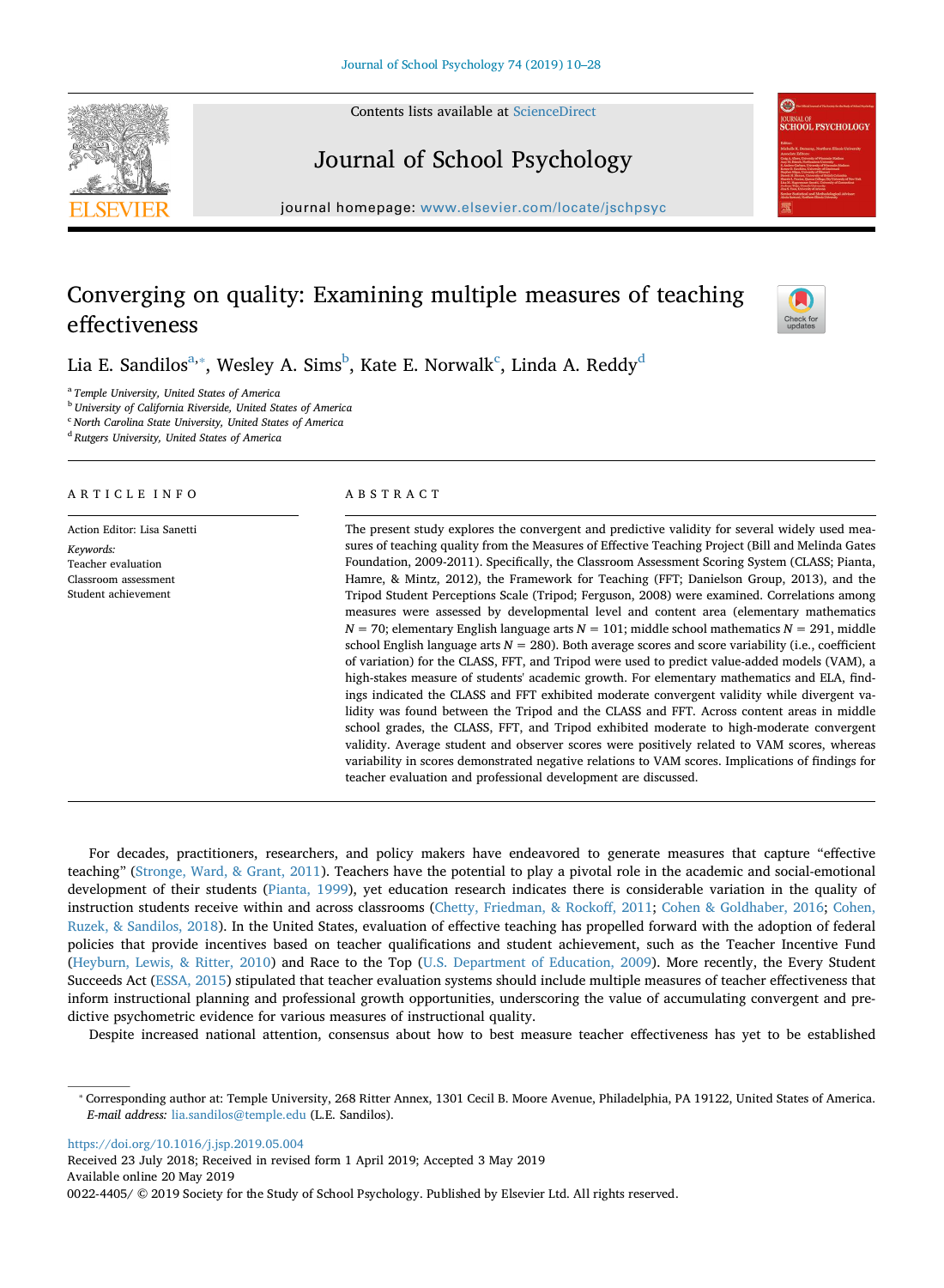# Converging on quality: Examining multiple measures of teaching effectiveness

Lia E. Sandilos[a,*], Wesley A. Sims[b], Kate E. Norwalk[c], Linda A. Reddy[d]

[a] Temple University, United States of America
[b] University of California Riverside, United States of America
[c] North Carolina State University, United States of America
[d] Rutgers University, United States of America

## ARTICLE INFO

Action Editor: Lisa Sanetti

*Keywords:*
Teacher evaluation
Classroom assessment
Student achievement

## ABSTRACT

The present study explores the convergent and predictive validity for several widely used measures of teaching quality from the Measures of Effective Teaching Project (Bill and Melinda Gates Foundation, 2009-2011). Specifically, the Classroom Assessment Scoring System (CLASS; Pianta, Hamre, & Mintz, 2012), the Framework for Teaching (FFT; Danielson Group, 2013), and the Tripod Student Perceptions Scale (Tripod; Ferguson, 2008) were examined. Correlations among measures were assessed by developmental level and content area (elementary mathematics $N = 70$; elementary English language arts $N = 101$; middle school mathematics $N = 291$, middle school English language arts $N = 280$). Both average scores and score variability (i.e., coefficient of variation) for the CLASS, FFT, and Tripod were used to predict value-added models (VAM), a high-stakes measure of students' academic growth. For elementary mathematics and ELA, findings indicated the CLASS and FFT exhibited moderate convergent validity while divergent validity was found between the Tripod and the CLASS and FFT. Across content areas in middle school grades, the CLASS, FFT, and Tripod exhibited moderate to high-moderate convergent validity. Average student and observer scores were positively related to VAM scores, whereas variability in scores demonstrated negative relations to VAM scores. Implications of findings for teacher evaluation and professional development are discussed.

For decades, practitioners, researchers, and policy makers have endeavored to generate measures that capture "effective teaching" (Stronge, Ward, & Grant, 2011). Teachers have the potential to play a pivotal role in the academic and social-emotional development of their students (Pianta, 1999), yet education research indicates there is considerable variation in the quality of instruction students receive within and across classrooms (Chetty, Friedman, & Rockoff, 2011; Cohen & Goldhaber, 2016; Cohen, Ruzek, & Sandilos, 2018). In the United States, evaluation of effective teaching has propelled forward with the adoption of federal policies that provide incentives based on teacher qualifications and student achievement, such as the Teacher Incentive Fund (Heyburn, Lewis, & Ritter, 2010) and Race to the Top (U.S. Department of Education, 2009). More recently, the Every Student Succeeds Act (ESSA, 2015) stipulated that teacher evaluation systems should include multiple measures of teacher effectiveness that inform instructional planning and professional growth opportunities, underscoring the value of accumulating convergent and predictive psychometric evidence for various measures of instructional quality.

Despite increased national attention, consensus about how to best measure teacher effectiveness has yet to be established

* Corresponding author at: Temple University, 268 Ritter Annex, 1301 Cecil B. Moore Avenue, Philadelphia, PA 19122, United States of America.
*E-mail address:* lia.sandilos@temple.edu (L.E. Sandilos).

https://doi.org/10.1016/j.jsp.2019.05.004
Received 23 July 2018; Received in revised form 1 April 2019; Accepted 3 May 2019
Available online 20 May 2019
0022-4405/ © 2019 Society for the Study of School Psychology. Published by Elsevier Ltd. All rights reserved.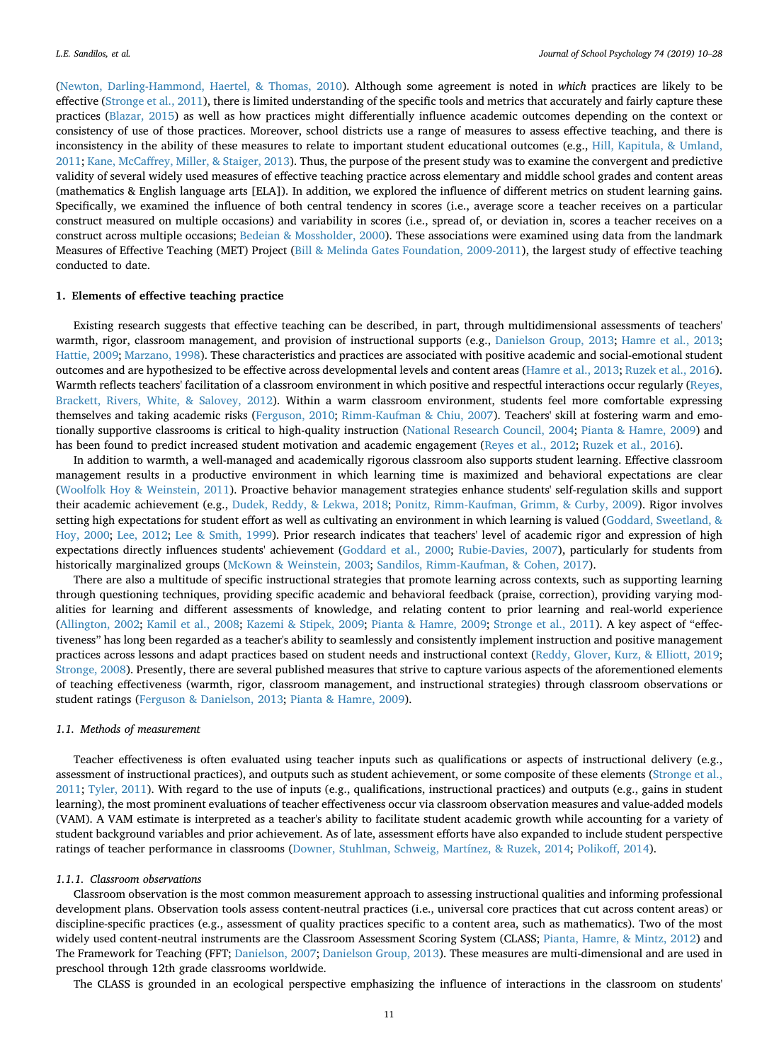(Newton, Darling-Hammond, Haertel, & Thomas, 2010). Although some agreement is noted in *which* practices are likely to be effective (Stronge et al., 2011), there is limited understanding of the specific tools and metrics that accurately and fairly capture these practices (Blazar, 2015) as well as how practices might differentially influence academic outcomes depending on the context or consistency of use of those practices. Moreover, school districts use a range of measures to assess effective teaching, and there is inconsistency in the ability of these measures to relate to important student educational outcomes (e.g., Hill, Kapitula, & Umland, 2011; Kane, McCaffrey, Miller, & Staiger, 2013). Thus, the purpose of the present study was to examine the convergent and predictive validity of several widely used measures of effective teaching practice across elementary and middle school grades and content areas (mathematics & English language arts [ELA]). In addition, we explored the influence of different metrics on student learning gains. Specifically, we examined the influence of both central tendency in scores (i.e., average score a teacher receives on a particular construct measured on multiple occasions) and variability in scores (i.e., spread of, or deviation in, scores a teacher receives on a construct across multiple occasions; Bedeian & Mossholder, 2000). These associations were examined using data from the landmark Measures of Effective Teaching (MET) Project (Bill & Melinda Gates Foundation, 2009-2011), the largest study of effective teaching conducted to date.

## 1. Elements of effective teaching practice

Existing research suggests that effective teaching can be described, in part, through multidimensional assessments of teachers' warmth, rigor, classroom management, and provision of instructional supports (e.g., Danielson Group, 2013; Hamre et al., 2013; Hattie, 2009; Marzano, 1998). These characteristics and practices are associated with positive academic and social-emotional student outcomes and are hypothesized to be effective across developmental levels and content areas (Hamre et al., 2013; Ruzek et al., 2016). Warmth reflects teachers' facilitation of a classroom environment in which positive and respectful interactions occur regularly (Reyes, Brackett, Rivers, White, & Salovey, 2012). Within a warm classroom environment, students feel more comfortable expressing themselves and taking academic risks (Ferguson, 2010; Rimm-Kaufman & Chiu, 2007). Teachers' skill at fostering warm and emotionally supportive classrooms is critical to high-quality instruction (National Research Council, 2004; Pianta & Hamre, 2009) and has been found to predict increased student motivation and academic engagement (Reyes et al., 2012; Ruzek et al., 2016).

In addition to warmth, a well-managed and academically rigorous classroom also supports student learning. Effective classroom management results in a productive environment in which learning time is maximized and behavioral expectations are clear (Woolfolk Hoy & Weinstein, 2011). Proactive behavior management strategies enhance students' self-regulation skills and support their academic achievement (e.g., Dudek, Reddy, & Lekwa, 2018; Ponitz, Rimm-Kaufman, Grimm, & Curby, 2009). Rigor involves setting high expectations for student effort as well as cultivating an environment in which learning is valued (Goddard, Sweetland, & Hoy, 2000; Lee, 2012; Lee & Smith, 1999). Prior research indicates that teachers' level of academic rigor and expression of high expectations directly influences students' achievement (Goddard et al., 2000; Rubie-Davies, 2007), particularly for students from historically marginalized groups (McKown & Weinstein, 2003; Sandilos, Rimm-Kaufman, & Cohen, 2017).

There are also a multitude of specific instructional strategies that promote learning across contexts, such as supporting learning through questioning techniques, providing specific academic and behavioral feedback (praise, correction), providing varying modalities for learning and different assessments of knowledge, and relating content to prior learning and real-world experience (Allington, 2002; Kamil et al., 2008; Kazemi & Stipek, 2009; Pianta & Hamre, 2009; Stronge et al., 2011). A key aspect of "effectiveness" has long been regarded as a teacher's ability to seamlessly and consistently implement instruction and positive management practices across lessons and adapt practices based on student needs and instructional context (Reddy, Glover, Kurz, & Elliott, 2019; Stronge, 2008). Presently, there are several published measures that strive to capture various aspects of the aforementioned elements of teaching effectiveness (warmth, rigor, classroom management, and instructional strategies) through classroom observations or student ratings (Ferguson & Danielson, 2013; Pianta & Hamre, 2009).

### 1.1. Methods of measurement

Teacher effectiveness is often evaluated using teacher inputs such as qualifications or aspects of instructional delivery (e.g., assessment of instructional practices), and outputs such as student achievement, or some composite of these elements (Stronge et al., 2011; Tyler, 2011). With regard to the use of inputs (e.g., qualifications, instructional practices) and outputs (e.g., gains in student learning), the most prominent evaluations of teacher effectiveness occur via classroom observation measures and value-added models (VAM). A VAM estimate is interpreted as a teacher's ability to facilitate student academic growth while accounting for a variety of student background variables and prior achievement. As of late, assessment efforts have also expanded to include student perspective ratings of teacher performance in classrooms (Downer, Stuhlman, Schweig, Martínez, & Ruzek, 2014; Polikoff, 2014).

#### 1.1.1. Classroom observations

Classroom observation is the most common measurement approach to assessing instructional qualities and informing professional development plans. Observation tools assess content-neutral practices (i.e., universal core practices that cut across content areas) or discipline-specific practices (e.g., assessment of quality practices specific to a content area, such as mathematics). Two of the most widely used content-neutral instruments are the Classroom Assessment Scoring System (CLASS; Pianta, Hamre, & Mintz, 2012) and The Framework for Teaching (FFT; Danielson, 2007; Danielson Group, 2013). These measures are multi-dimensional and are used in preschool through 12th grade classrooms worldwide.

The CLASS is grounded in an ecological perspective emphasizing the influence of interactions in the classroom on students'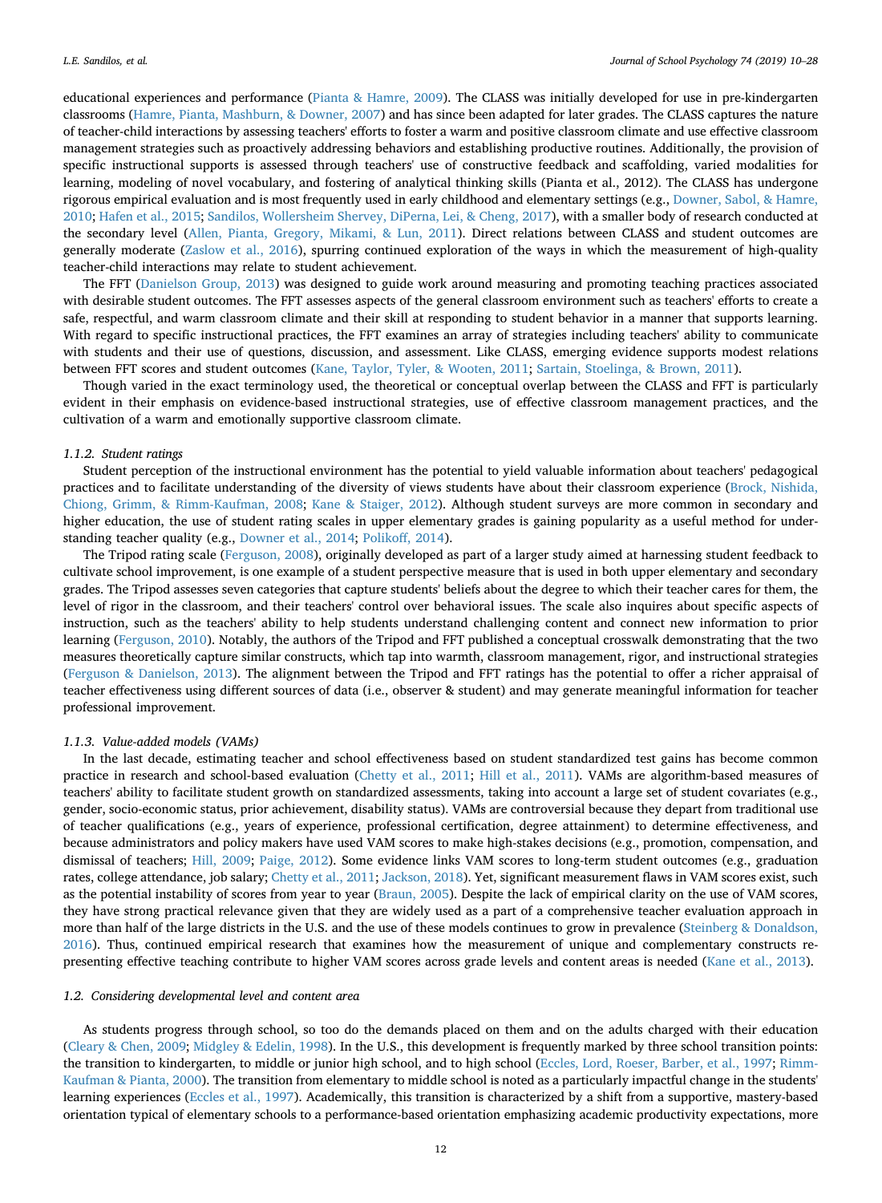educational experiences and performance (Pianta & Hamre, 2009). The CLASS was initially developed for use in pre-kindergarten classrooms (Hamre, Pianta, Mashburn, & Downer, 2007) and has since been adapted for later grades. The CLASS captures the nature of teacher-child interactions by assessing teachers' efforts to foster a warm and positive classroom climate and use effective classroom management strategies such as proactively addressing behaviors and establishing productive routines. Additionally, the provision of specific instructional supports is assessed through teachers' use of constructive feedback and scaffolding, varied modalities for learning, modeling of novel vocabulary, and fostering of analytical thinking skills (Pianta et al., 2012). The CLASS has undergone rigorous empirical evaluation and is most frequently used in early childhood and elementary settings (e.g., Downer, Sabol, & Hamre, 2010; Hafen et al., 2015; Sandilos, Wollersheim Shervey, DiPerna, Lei, & Cheng, 2017), with a smaller body of research conducted at the secondary level (Allen, Pianta, Gregory, Mikami, & Lun, 2011). Direct relations between CLASS and student outcomes are generally moderate (Zaslow et al., 2016), spurring continued exploration of the ways in which the measurement of high-quality teacher-child interactions may relate to student achievement.

The FFT (Danielson Group, 2013) was designed to guide work around measuring and promoting teaching practices associated with desirable student outcomes. The FFT assesses aspects of the general classroom environment such as teachers' efforts to create a safe, respectful, and warm classroom climate and their skill at responding to student behavior in a manner that supports learning. With regard to specific instructional practices, the FFT examines an array of strategies including teachers' ability to communicate with students and their use of questions, discussion, and assessment. Like CLASS, emerging evidence supports modest relations between FFT scores and student outcomes (Kane, Taylor, Tyler, & Wooten, 2011; Sartain, Stoelinga, & Brown, 2011).

Though varied in the exact terminology used, the theoretical or conceptual overlap between the CLASS and FFT is particularly evident in their emphasis on evidence-based instructional strategies, use of effective classroom management practices, and the cultivation of a warm and emotionally supportive classroom climate.

#### 1.1.2. Student ratings

Student perception of the instructional environment has the potential to yield valuable information about teachers' pedagogical practices and to facilitate understanding of the diversity of views students have about their classroom experience (Brock, Nishida, Chiong, Grimm, & Rimm-Kaufman, 2008; Kane & Staiger, 2012). Although student surveys are more common in secondary and higher education, the use of student rating scales in upper elementary grades is gaining popularity as a useful method for understanding teacher quality (e.g., Downer et al., 2014; Polikoff, 2014).

The Tripod rating scale (Ferguson, 2008), originally developed as part of a larger study aimed at harnessing student feedback to cultivate school improvement, is one example of a student perspective measure that is used in both upper elementary and secondary grades. The Tripod assesses seven categories that capture students' beliefs about the degree to which their teacher cares for them, the level of rigor in the classroom, and their teachers' control over behavioral issues. The scale also inquires about specific aspects of instruction, such as the teachers' ability to help students understand challenging content and connect new information to prior learning (Ferguson, 2010). Notably, the authors of the Tripod and FFT published a conceptual crosswalk demonstrating that the two measures theoretically capture similar constructs, which tap into warmth, classroom management, rigor, and instructional strategies (Ferguson & Danielson, 2013). The alignment between the Tripod and FFT ratings has the potential to offer a richer appraisal of teacher effectiveness using different sources of data (i.e., observer & student) and may generate meaningful information for teacher professional improvement.

#### 1.1.3. Value-added models (VAMs)

In the last decade, estimating teacher and school effectiveness based on student standardized test gains has become common practice in research and school-based evaluation (Chetty et al., 2011; Hill et al., 2011). VAMs are algorithm-based measures of teachers' ability to facilitate student growth on standardized assessments, taking into account a large set of student covariates (e.g., gender, socio-economic status, prior achievement, disability status). VAMs are controversial because they depart from traditional use of teacher qualifications (e.g., years of experience, professional certification, degree attainment) to determine effectiveness, and because administrators and policy makers have used VAM scores to make high-stakes decisions (e.g., promotion, compensation, and dismissal of teachers; Hill, 2009; Paige, 2012). Some evidence links VAM scores to long-term student outcomes (e.g., graduation rates, college attendance, job salary; Chetty et al., 2011; Jackson, 2018). Yet, significant measurement flaws in VAM scores exist, such as the potential instability of scores from year to year (Braun, 2005). Despite the lack of empirical clarity on the use of VAM scores, they have strong practical relevance given that they are widely used as a part of a comprehensive teacher evaluation approach in more than half of the large districts in the U.S. and the use of these models continues to grow in prevalence (Steinberg & Donaldson, 2016). Thus, continued empirical research that examines how the measurement of unique and complementary constructs representing effective teaching contribute to higher VAM scores across grade levels and content areas is needed (Kane et al., 2013).

### 1.2. Considering developmental level and content area

As students progress through school, so too do the demands placed on them and on the adults charged with their education (Cleary & Chen, 2009; Midgley & Edelin, 1998). In the U.S., this development is frequently marked by three school transition points: the transition to kindergarten, to middle or junior high school, and to high school (Eccles, Lord, Roeser, Barber, et al., 1997; Rimm-Kaufman & Pianta, 2000). The transition from elementary to middle school is noted as a particularly impactful change in the students' learning experiences (Eccles et al., 1997). Academically, this transition is characterized by a shift from a supportive, mastery-based orientation typical of elementary schools to a performance-based orientation emphasizing academic productivity expectations, more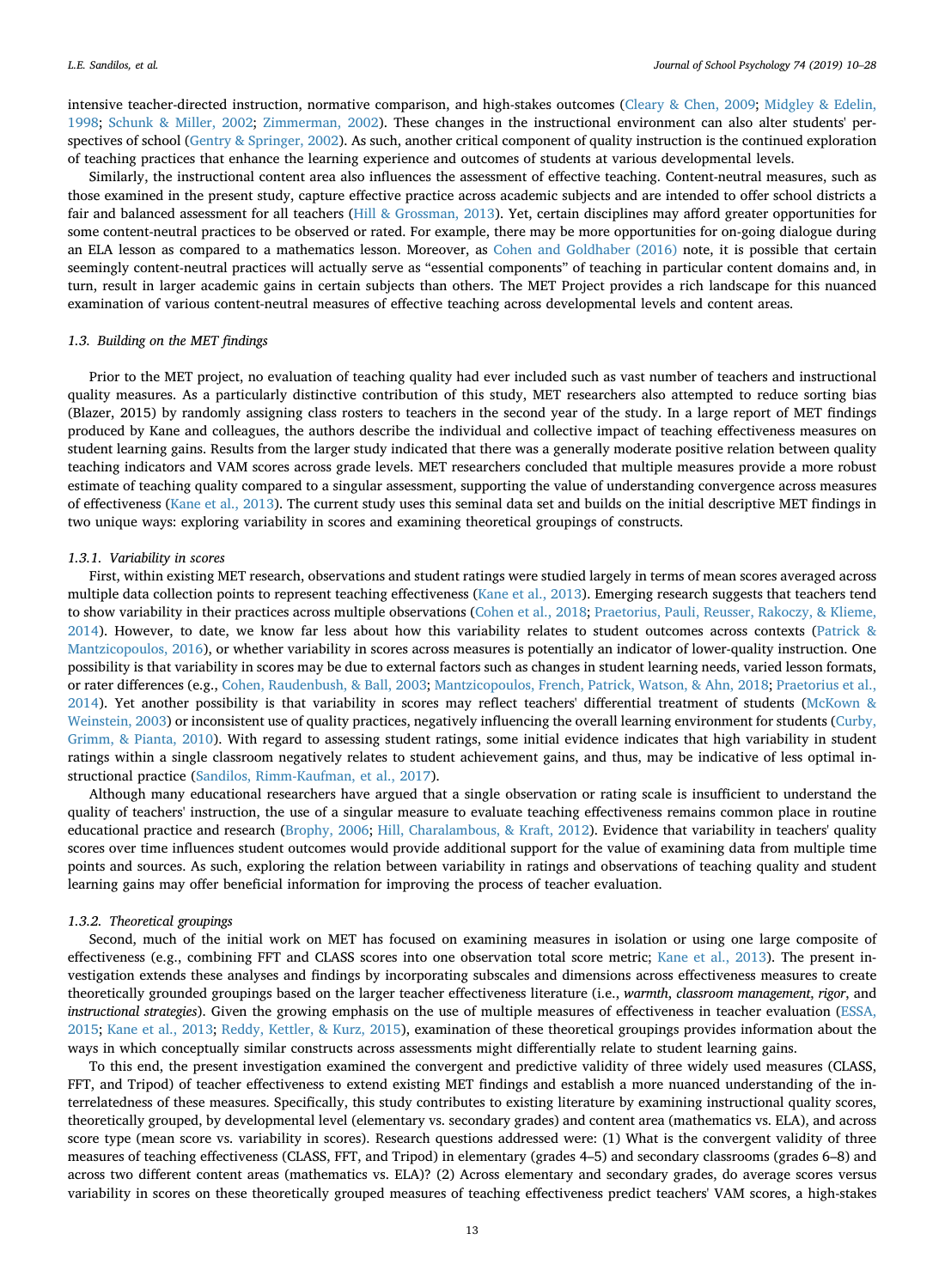intensive teacher-directed instruction, normative comparison, and high-stakes outcomes (Cleary & Chen, 2009; Midgley & Edelin, 1998; Schunk & Miller, 2002; Zimmerman, 2002). These changes in the instructional environment can also alter students' perspectives of school (Gentry & Springer, 2002). As such, another critical component of quality instruction is the continued exploration of teaching practices that enhance the learning experience and outcomes of students at various developmental levels.

Similarly, the instructional content area also influences the assessment of effective teaching. Content-neutral measures, such as those examined in the present study, capture effective practice across academic subjects and are intended to offer school districts a fair and balanced assessment for all teachers (Hill & Grossman, 2013). Yet, certain disciplines may afford greater opportunities for some content-neutral practices to be observed or rated. For example, there may be more opportunities for on-going dialogue during an ELA lesson as compared to a mathematics lesson. Moreover, as Cohen and Goldhaber (2016) note, it is possible that certain seemingly content-neutral practices will actually serve as "essential components" of teaching in particular content domains and, in turn, result in larger academic gains in certain subjects than others. The MET Project provides a rich landscape for this nuanced examination of various content-neutral measures of effective teaching across developmental levels and content areas.

### 1.3. Building on the MET findings

Prior to the MET project, no evaluation of teaching quality had ever included such as vast number of teachers and instructional quality measures. As a particularly distinctive contribution of this study, MET researchers also attempted to reduce sorting bias (Blazer, 2015) by randomly assigning class rosters to teachers in the second year of the study. In a large report of MET findings produced by Kane and colleagues, the authors describe the individual and collective impact of teaching effectiveness measures on student learning gains. Results from the larger study indicated that there was a generally moderate positive relation between quality teaching indicators and VAM scores across grade levels. MET researchers concluded that multiple measures provide a more robust estimate of teaching quality compared to a singular assessment, supporting the value of understanding convergence across measures of effectiveness (Kane et al., 2013). The current study uses this seminal data set and builds on the initial descriptive MET findings in two unique ways: exploring variability in scores and examining theoretical groupings of constructs.

#### 1.3.1. Variability in scores

First, within existing MET research, observations and student ratings were studied largely in terms of mean scores averaged across multiple data collection points to represent teaching effectiveness (Kane et al., 2013). Emerging research suggests that teachers tend to show variability in their practices across multiple observations (Cohen et al., 2018; Praetorius, Pauli, Reusser, Rakoczy, & Klieme, 2014). However, to date, we know far less about how this variability relates to student outcomes across contexts (Patrick & Mantzicopoulos, 2016), or whether variability in scores across measures is potentially an indicator of lower-quality instruction. One possibility is that variability in scores may be due to external factors such as changes in student learning needs, varied lesson formats, or rater differences (e.g., Cohen, Raudenbush, & Ball, 2003; Mantzicopoulos, French, Patrick, Watson, & Ahn, 2018; Praetorius et al., 2014). Yet another possibility is that variability in scores may reflect teachers' differential treatment of students (McKown & Weinstein, 2003) or inconsistent use of quality practices, negatively influencing the overall learning environment for students (Curby, Grimm, & Pianta, 2010). With regard to assessing student ratings, some initial evidence indicates that high variability in student ratings within a single classroom negatively relates to student achievement gains, and thus, may be indicative of less optimal instructional practice (Sandilos, Rimm-Kaufman, et al., 2017).

Although many educational researchers have argued that a single observation or rating scale is insufficient to understand the quality of teachers' instruction, the use of a singular measure to evaluate teaching effectiveness remains common place in routine educational practice and research (Brophy, 2006; Hill, Charalambous, & Kraft, 2012). Evidence that variability in teachers' quality scores over time influences student outcomes would provide additional support for the value of examining data from multiple time points and sources. As such, exploring the relation between variability in ratings and observations of teaching quality and student learning gains may offer beneficial information for improving the process of teacher evaluation.

#### 1.3.2. Theoretical groupings

Second, much of the initial work on MET has focused on examining measures in isolation or using one large composite of effectiveness (e.g., combining FFT and CLASS scores into one observation total score metric; Kane et al., 2013). The present investigation extends these analyses and findings by incorporating subscales and dimensions across effectiveness measures to create theoretically grounded groupings based on the larger teacher effectiveness literature (i.e., *warmth*, *classroom management*, *rigor*, and *instructional strategies*). Given the growing emphasis on the use of multiple measures of effectiveness in teacher evaluation (ESSA, 2015; Kane et al., 2013; Reddy, Kettler, & Kurz, 2015), examination of these theoretical groupings provides information about the ways in which conceptually similar constructs across assessments might differentially relate to student learning gains.

To this end, the present investigation examined the convergent and predictive validity of three widely used measures (CLASS, FFT, and Tripod) of teacher effectiveness to extend existing MET findings and establish a more nuanced understanding of the interrelatedness of these measures. Specifically, this study contributes to existing literature by examining instructional quality scores, theoretically grouped, by developmental level (elementary vs. secondary grades) and content area (mathematics vs. ELA), and across score type (mean score vs. variability in scores). Research questions addressed were: (1) What is the convergent validity of three measures of teaching effectiveness (CLASS, FFT, and Tripod) in elementary (grades 4–5) and secondary classrooms (grades 6–8) and across two different content areas (mathematics vs. ELA)? (2) Across elementary and secondary grades, do average scores versus variability in scores on these theoretically grouped measures of teaching effectiveness predict teachers' VAM scores, a high-stakes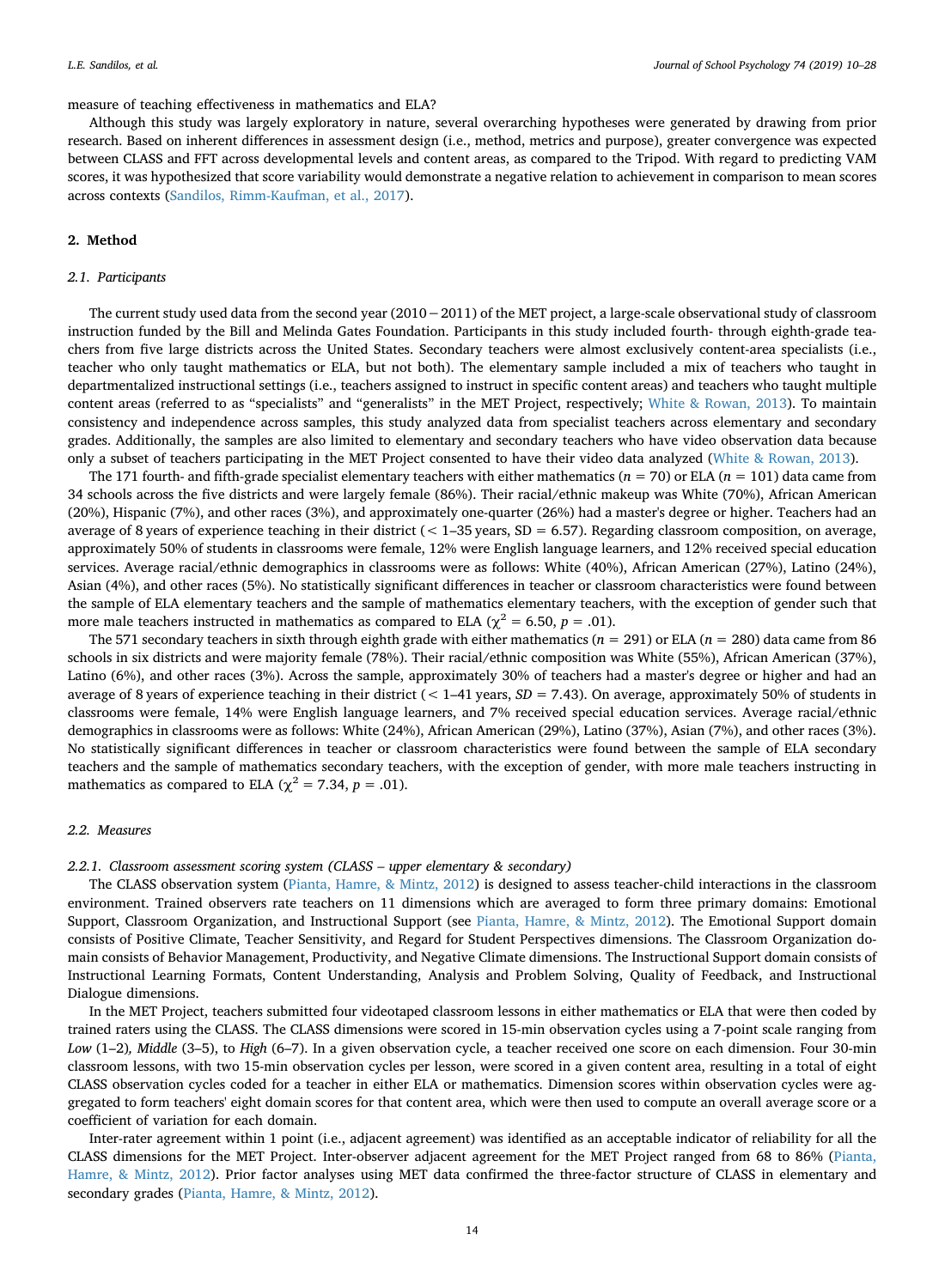measure of teaching effectiveness in mathematics and ELA?

Although this study was largely exploratory in nature, several overarching hypotheses were generated by drawing from prior research. Based on inherent differences in assessment design (i.e., method, metrics and purpose), greater convergence was expected between CLASS and FFT across developmental levels and content areas, as compared to the Tripod. With regard to predicting VAM scores, it was hypothesized that score variability would demonstrate a negative relation to achievement in comparison to mean scores across contexts (Sandilos, Rimm-Kaufman, et al., 2017).

## 2. Method

### 2.1. Participants

The current study used data from the second year (2010 − 2011) of the MET project, a large-scale observational study of classroom instruction funded by the Bill and Melinda Gates Foundation. Participants in this study included fourth- through eighth-grade teachers from five large districts across the United States. Secondary teachers were almost exclusively content-area specialists (i.e., teacher who only taught mathematics or ELA, but not both). The elementary sample included a mix of teachers who taught in departmentalized instructional settings (i.e., teachers assigned to instruct in specific content areas) and teachers who taught multiple content areas (referred to as "specialists" and "generalists" in the MET Project, respectively; White & Rowan, 2013). To maintain consistency and independence across samples, this study analyzed data from specialist teachers across elementary and secondary grades. Additionally, the samples are also limited to elementary and secondary teachers who have video observation data because only a subset of teachers participating in the MET Project consented to have their video data analyzed (White & Rowan, 2013).

The 171 fourth- and fifth-grade specialist elementary teachers with either mathematics ($n = 70$) or ELA ($n = 101$) data came from 34 schools across the five districts and were largely female (86%). Their racial/ethnic makeup was White (70%), African American (20%), Hispanic (7%), and other races (3%), and approximately one-quarter (26%) had a master's degree or higher. Teachers had an average of 8 years of experience teaching in their district (< 1–35 years, SD = 6.57). Regarding classroom composition, on average, approximately 50% of students in classrooms were female, 12% were English language learners, and 12% received special education services. Average racial/ethnic demographics in classrooms were as follows: White (40%), African American (27%), Latino (24%), Asian (4%), and other races (5%). No statistically significant differences in teacher or classroom characteristics were found between the sample of ELA elementary teachers and the sample of mathematics elementary teachers, with the exception of gender such that more male teachers instructed in mathematics as compared to ELA ($\chi^2 = 6.50$, $p = .01$).

The 571 secondary teachers in sixth through eighth grade with either mathematics ($n = 291$) or ELA ($n = 280$) data came from 86 schools in six districts and were majority female (78%). Their racial/ethnic composition was White (55%), African American (37%), Latino (6%), and other races (3%). Across the sample, approximately 30% of teachers had a master's degree or higher and had an average of 8 years of experience teaching in their district (< 1–41 years, *SD* = 7.43). On average, approximately 50% of students in classrooms were female, 14% were English language learners, and 7% received special education services. Average racial/ethnic demographics in classrooms were as follows: White (24%), African American (29%), Latino (37%), Asian (7%), and other races (3%). No statistically significant differences in teacher or classroom characteristics were found between the sample of ELA secondary teachers and the sample of mathematics secondary teachers, with the exception of gender, with more male teachers instructing in mathematics as compared to ELA ($\chi^2 = 7.34$, $p = .01$).

### 2.2. Measures

#### 2.2.1. Classroom assessment scoring system (CLASS – upper elementary & secondary)

The CLASS observation system (Pianta, Hamre, & Mintz, 2012) is designed to assess teacher-child interactions in the classroom environment. Trained observers rate teachers on 11 dimensions which are averaged to form three primary domains: Emotional Support, Classroom Organization, and Instructional Support (see Pianta, Hamre, & Mintz, 2012). The Emotional Support domain consists of Positive Climate, Teacher Sensitivity, and Regard for Student Perspectives dimensions. The Classroom Organization domain consists of Behavior Management, Productivity, and Negative Climate dimensions. The Instructional Support domain consists of Instructional Learning Formats, Content Understanding, Analysis and Problem Solving, Quality of Feedback, and Instructional Dialogue dimensions.

In the MET Project, teachers submitted four videotaped classroom lessons in either mathematics or ELA that were then coded by trained raters using the CLASS. The CLASS dimensions were scored in 15-min observation cycles using a 7-point scale ranging from *Low* (1–2), *Middle* (3–5), to *High* (6–7). In a given observation cycle, a teacher received one score on each dimension. Four 30-min classroom lessons, with two 15-min observation cycles per lesson, were scored in a given content area, resulting in a total of eight CLASS observation cycles coded for a teacher in either ELA or mathematics. Dimension scores within observation cycles were aggregated to form teachers' eight domain scores for that content area, which were then used to compute an overall average score or a coefficient of variation for each domain.

Inter-rater agreement within 1 point (i.e., adjacent agreement) was identified as an acceptable indicator of reliability for all the CLASS dimensions for the MET Project. Inter-observer adjacent agreement for the MET Project ranged from 68 to 86% (Pianta, Hamre, & Mintz, 2012). Prior factor analyses using MET data confirmed the three-factor structure of CLASS in elementary and secondary grades (Pianta, Hamre, & Mintz, 2012).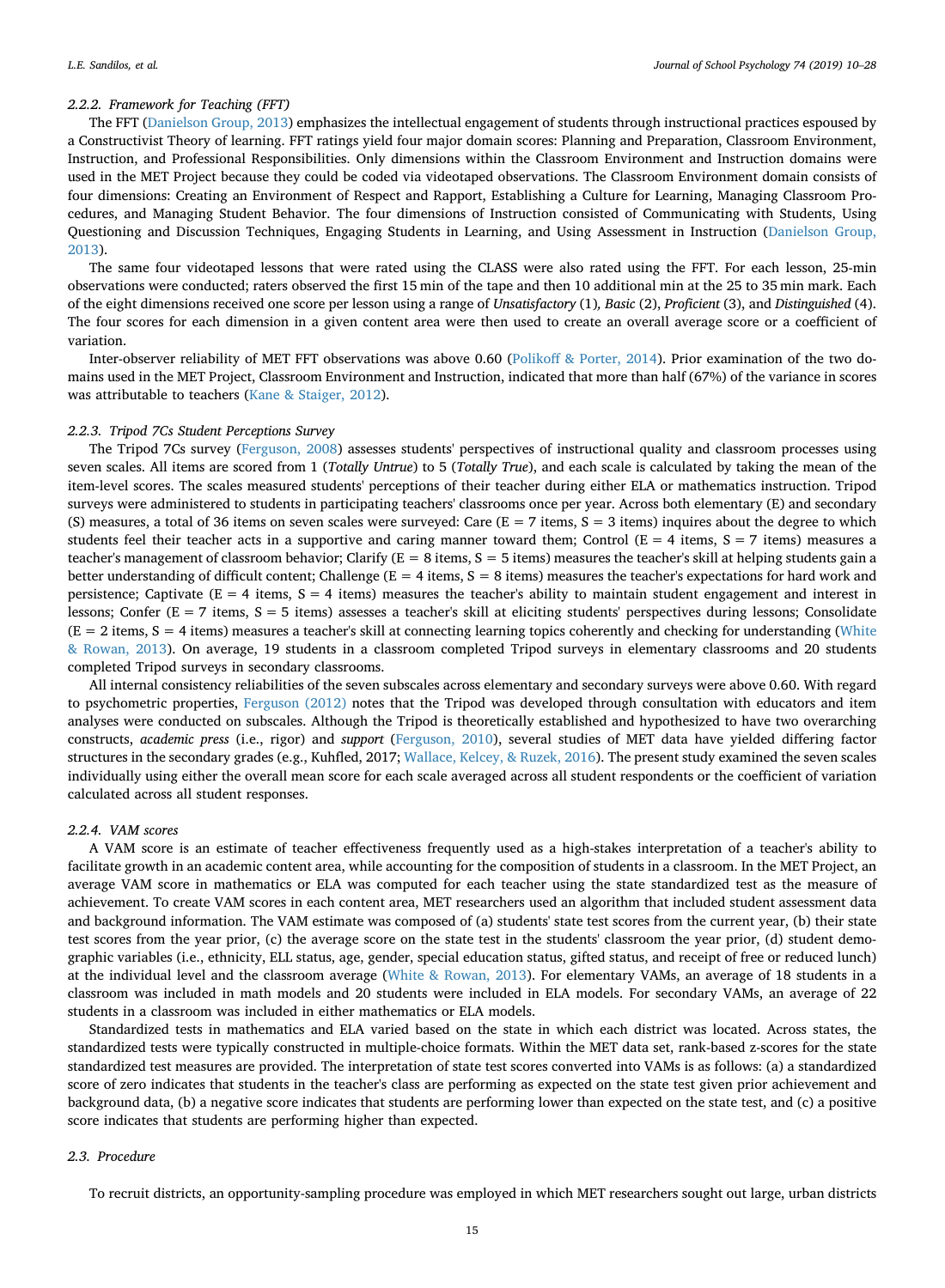#### 2.2.2. Framework for Teaching (FFT)

The FFT (Danielson Group, 2013) emphasizes the intellectual engagement of students through instructional practices espoused by a Constructivist Theory of learning. FFT ratings yield four major domain scores: Planning and Preparation, Classroom Environment, Instruction, and Professional Responsibilities. Only dimensions within the Classroom Environment and Instruction domains were used in the MET Project because they could be coded via videotaped observations. The Classroom Environment domain consists of four dimensions: Creating an Environment of Respect and Rapport, Establishing a Culture for Learning, Managing Classroom Procedures, and Managing Student Behavior. The four dimensions of Instruction consisted of Communicating with Students, Using Questioning and Discussion Techniques, Engaging Students in Learning, and Using Assessment in Instruction (Danielson Group, 2013).

The same four videotaped lessons that were rated using the CLASS were also rated using the FFT. For each lesson, 25-min observations were conducted; raters observed the first 15 min of the tape and then 10 additional min at the 25 to 35 min mark. Each of the eight dimensions received one score per lesson using a range of *Unsatisfactory* (1)*, Basic* (2), *Proficient* (3), and *Distinguished* (4). The four scores for each dimension in a given content area were then used to create an overall average score or a coefficient of variation.

Inter-observer reliability of MET FFT observations was above 0.60 (Polikoff & Porter, 2014). Prior examination of the two domains used in the MET Project, Classroom Environment and Instruction, indicated that more than half (67%) of the variance in scores was attributable to teachers (Kane & Staiger, 2012).

#### 2.2.3. Tripod 7Cs Student Perceptions Survey

The Tripod 7Cs survey (Ferguson, 2008) assesses students' perspectives of instructional quality and classroom processes using seven scales. All items are scored from 1 (*Totally Untrue*) to 5 (*Totally True*), and each scale is calculated by taking the mean of the item-level scores. The scales measured students' perceptions of their teacher during either ELA or mathematics instruction. Tripod surveys were administered to students in participating teachers' classrooms once per year. Across both elementary (E) and secondary (S) measures, a total of 36 items on seven scales were surveyed: Care (E = 7 items, S = 3 items) inquires about the degree to which students feel their teacher acts in a supportive and caring manner toward them; Control (E = 4 items, S = 7 items) measures a teacher's management of classroom behavior; Clarify (E = 8 items, S = 5 items) measures the teacher's skill at helping students gain a better understanding of difficult content; Challenge (E = 4 items, S = 8 items) measures the teacher's expectations for hard work and persistence; Captivate (E = 4 items, S = 4 items) measures the teacher's ability to maintain student engagement and interest in lessons; Confer (E = 7 items, S = 5 items) assesses a teacher's skill at eliciting students' perspectives during lessons; Consolidate (E = 2 items, S = 4 items) measures a teacher's skill at connecting learning topics coherently and checking for understanding (White & Rowan, 2013). On average, 19 students in a classroom completed Tripod surveys in elementary classrooms and 20 students completed Tripod surveys in secondary classrooms.

All internal consistency reliabilities of the seven subscales across elementary and secondary surveys were above 0.60. With regard to psychometric properties, Ferguson (2012) notes that the Tripod was developed through consultation with educators and item analyses were conducted on subscales. Although the Tripod is theoretically established and hypothesized to have two overarching constructs, *academic press* (i.e., rigor) and *support* (Ferguson, 2010), several studies of MET data have yielded differing factor structures in the secondary grades (e.g., Kuhfled, 2017; Wallace, Kelcey, & Ruzek, 2016). The present study examined the seven scales individually using either the overall mean score for each scale averaged across all student respondents or the coefficient of variation calculated across all student responses.

#### 2.2.4. VAM scores

A VAM score is an estimate of teacher effectiveness frequently used as a high-stakes interpretation of a teacher's ability to facilitate growth in an academic content area, while accounting for the composition of students in a classroom. In the MET Project, an average VAM score in mathematics or ELA was computed for each teacher using the state standardized test as the measure of achievement. To create VAM scores in each content area, MET researchers used an algorithm that included student assessment data and background information. The VAM estimate was composed of (a) students' state test scores from the current year, (b) their state test scores from the year prior, (c) the average score on the state test in the students' classroom the year prior, (d) student demographic variables (i.e., ethnicity, ELL status, age, gender, special education status, gifted status, and receipt of free or reduced lunch) at the individual level and the classroom average (White & Rowan, 2013). For elementary VAMs, an average of 18 students in a classroom was included in math models and 20 students were included in ELA models. For secondary VAMs, an average of 22 students in a classroom was included in either mathematics or ELA models.

Standardized tests in mathematics and ELA varied based on the state in which each district was located. Across states, the standardized tests were typically constructed in multiple-choice formats. Within the MET data set, rank-based z-scores for the state standardized test measures are provided. The interpretation of state test scores converted into VAMs is as follows: (a) a standardized score of zero indicates that students in the teacher's class are performing as expected on the state test given prior achievement and background data, (b) a negative score indicates that students are performing lower than expected on the state test, and (c) a positive score indicates that students are performing higher than expected.

### 2.3. Procedure

To recruit districts, an opportunity-sampling procedure was employed in which MET researchers sought out large, urban districts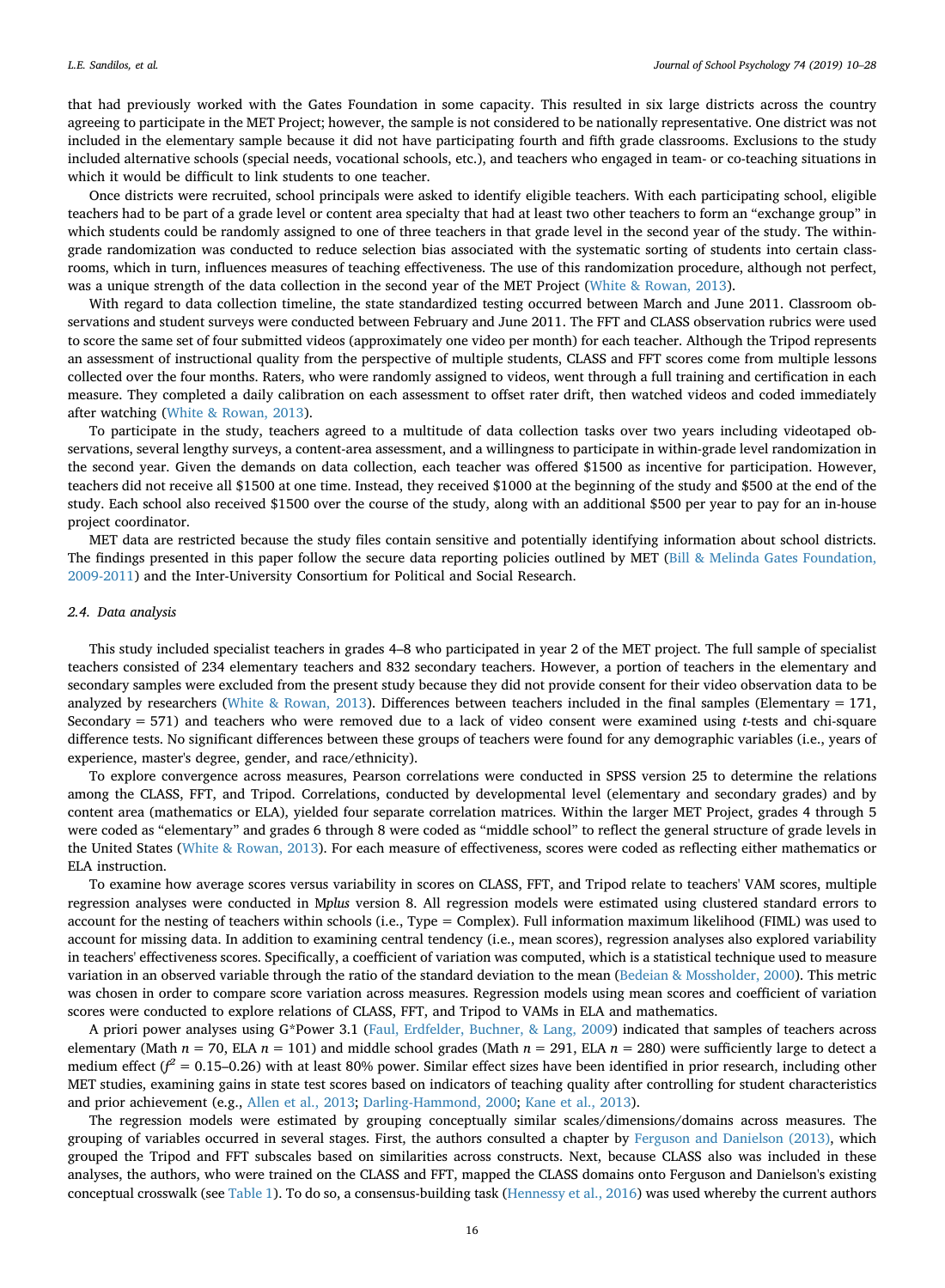that had previously worked with the Gates Foundation in some capacity. This resulted in six large districts across the country agreeing to participate in the MET Project; however, the sample is not considered to be nationally representative. One district was not included in the elementary sample because it did not have participating fourth and fifth grade classrooms. Exclusions to the study included alternative schools (special needs, vocational schools, etc.), and teachers who engaged in team- or co-teaching situations in which it would be difficult to link students to one teacher.

Once districts were recruited, school principals were asked to identify eligible teachers. With each participating school, eligible teachers had to be part of a grade level or content area specialty that had at least two other teachers to form an "exchange group" in which students could be randomly assigned to one of three teachers in that grade level in the second year of the study. The within-grade randomization was conducted to reduce selection bias associated with the systematic sorting of students into certain classrooms, which in turn, influences measures of teaching effectiveness. The use of this randomization procedure, although not perfect, was a unique strength of the data collection in the second year of the MET Project (White & Rowan, 2013).

With regard to data collection timeline, the state standardized testing occurred between March and June 2011. Classroom observations and student surveys were conducted between February and June 2011. The FFT and CLASS observation rubrics were used to score the same set of four submitted videos (approximately one video per month) for each teacher. Although the Tripod represents an assessment of instructional quality from the perspective of multiple students, CLASS and FFT scores come from multiple lessons collected over the four months. Raters, who were randomly assigned to videos, went through a full training and certification in each measure. They completed a daily calibration on each assessment to offset rater drift, then watched videos and coded immediately after watching (White & Rowan, 2013).

To participate in the study, teachers agreed to a multitude of data collection tasks over two years including videotaped observations, several lengthy surveys, a content-area assessment, and a willingness to participate in within-grade level randomization in the second year. Given the demands on data collection, each teacher was offered $1500 as incentive for participation. However, teachers did not receive all $1500 at one time. Instead, they received $1000 at the beginning of the study and $500 at the end of the study. Each school also received $1500 over the course of the study, along with an additional $500 per year to pay for an in-house project coordinator.

MET data are restricted because the study files contain sensitive and potentially identifying information about school districts. The findings presented in this paper follow the secure data reporting policies outlined by MET (Bill & Melinda Gates Foundation, 2009-2011) and the Inter-University Consortium for Political and Social Research.

### 2.4. Data analysis

This study included specialist teachers in grades 4–8 who participated in year 2 of the MET project. The full sample of specialist teachers consisted of 234 elementary teachers and 832 secondary teachers. However, a portion of teachers in the elementary and secondary samples were excluded from the present study because they did not provide consent for their video observation data to be analyzed by researchers (White & Rowan, 2013). Differences between teachers included in the final samples (Elementary = 171, Secondary = 571) and teachers who were removed due to a lack of video consent were examined using *t*-tests and chi-square difference tests. No significant differences between these groups of teachers were found for any demographic variables (i.e., years of experience, master's degree, gender, and race/ethnicity).

To explore convergence across measures, Pearson correlations were conducted in SPSS version 25 to determine the relations among the CLASS, FFT, and Tripod. Correlations, conducted by developmental level (elementary and secondary grades) and by content area (mathematics or ELA), yielded four separate correlation matrices. Within the larger MET Project, grades 4 through 5 were coded as "elementary" and grades 6 through 8 were coded as "middle school" to reflect the general structure of grade levels in the United States (White & Rowan, 2013). For each measure of effectiveness, scores were coded as reflecting either mathematics or ELA instruction.

To examine how average scores versus variability in scores on CLASS, FFT, and Tripod relate to teachers' VAM scores, multiple regression analyses were conducted in M*plus* version 8. All regression models were estimated using clustered standard errors to account for the nesting of teachers within schools (i.e., Type = Complex). Full information maximum likelihood (FIML) was used to account for missing data. In addition to examining central tendency (i.e., mean scores), regression analyses also explored variability in teachers' effectiveness scores. Specifically, a coefficient of variation was computed, which is a statistical technique used to measure variation in an observed variable through the ratio of the standard deviation to the mean (Bedeian & Mossholder, 2000). This metric was chosen in order to compare score variation across measures. Regression models using mean scores and coefficient of variation scores were conducted to explore relations of CLASS, FFT, and Tripod to VAMs in ELA and mathematics.

A priori power analyses using G*Power 3.1 (Faul, Erdfelder, Buchner, & Lang, 2009) indicated that samples of teachers across elementary (Math $n = 70$, ELA $n = 101$) and middle school grades (Math $n = 291$, ELA $n = 280$) were sufficiently large to detect a medium effect ($f^2 = 0.15$–$0.26$) with at least 80% power. Similar effect sizes have been identified in prior research, including other MET studies, examining gains in state test scores based on indicators of teaching quality after controlling for student characteristics and prior achievement (e.g., Allen et al., 2013; Darling-Hammond, 2000; Kane et al., 2013).

The regression models were estimated by grouping conceptually similar scales/dimensions/domains across measures. The grouping of variables occurred in several stages. First, the authors consulted a chapter by Ferguson and Danielson (2013), which grouped the Tripod and FFT subscales based on similarities across constructs. Next, because CLASS also was included in these analyses, the authors, who were trained on the CLASS and FFT, mapped the CLASS domains onto Ferguson and Danielson's existing conceptual crosswalk (see Table 1). To do so, a consensus-building task (Hennessy et al., 2016) was used whereby the current authors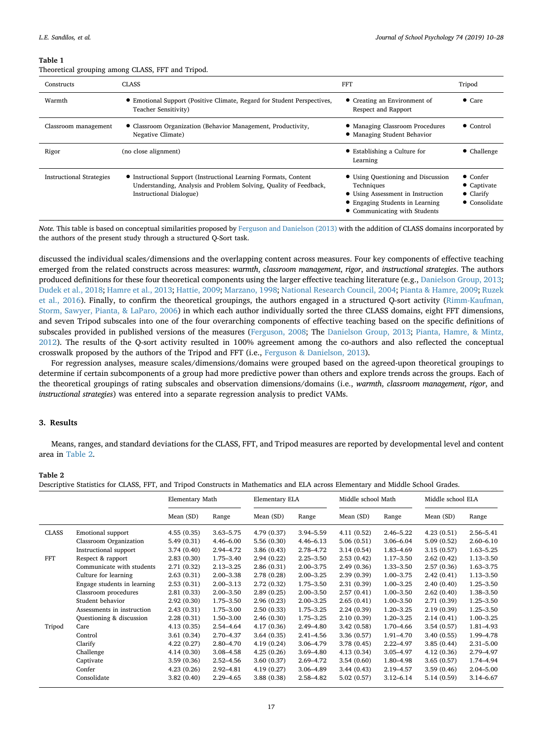**Table 1**
Theoretical grouping among CLASS, FFT and Tripod.

| Constructs | CLASS | FFT | Tripod |
|---|---|---|---|
| Warmth | • Emotional Support (Positive Climate, Regard for Student Perspectives, Teacher Sensitivity) | • Creating an Environment of Respect and Rapport | • Care |
| Classroom management | • Classroom Organization (Behavior Management, Productivity, Negative Climate) | • Managing Classroom Procedures<br>• Managing Student Behavior | • Control |
| Rigor | (no close alignment) | • Establishing a Culture for Learning | • Challenge |
| Instructional Strategies | • Instructional Support (Instructional Learning Formats, Content Understanding, Analysis and Problem Solving, Quality of Feedback, Instructional Dialogue) | • Using Questioning and Discussion Techniques<br>• Using Assessment in Instruction<br>• Engaging Students in Learning<br>• Communicating with Students | • Confer<br>• Captivate<br>• Clarify<br>• Consolidate |

*Note.* This table is based on conceptual similarities proposed by Ferguson and Danielson (2013) with the addition of CLASS domains incorporated by the authors of the present study through a structured Q-Sort task.

discussed the individual scales/dimensions and the overlapping content across measures. Four key components of effective teaching emerged from the related constructs across measures: *warmth*, *classroom management*, *rigor*, and *instructional strategies*. The authors produced definitions for these four theoretical components using the larger effective teaching literature (e.g., Danielson Group, 2013; Dudek et al., 2018; Hamre et al., 2013; Hattie, 2009; Marzano, 1998; National Research Council, 2004; Pianta & Hamre, 2009; Ruzek et al., 2016). Finally, to confirm the theoretical groupings, the authors engaged in a structured Q-sort activity (Rimm-Kaufman, Storm, Sawyer, Pianta, & LaParo, 2006) in which each author individually sorted the three CLASS domains, eight FFT dimensions, and seven Tripod subscales into one of the four overarching components of effective teaching based on the specific definitions of subscales provided in published versions of the measures (Ferguson, 2008; The Danielson Group, 2013; Pianta, Hamre, & Mintz, 2012). The results of the Q-sort activity resulted in 100% agreement among the co-authors and also reflected the conceptual crosswalk proposed by the authors of the Tripod and FFT (i.e., Ferguson & Danielson, 2013).

For regression analyses, measure scales/dimensions/domains were grouped based on the agreed-upon theoretical groupings to determine if certain subcomponents of a group had more predictive power than others and explore trends across the groups. Each of the theoretical groupings of rating subscales and observation dimensions/domains (i.e., *warmth*, *classroom management*, *rigor*, and *instructional strategies*) was entered into a separate regression analysis to predict VAMs.

## 3. Results

Means, ranges, and standard deviations for the CLASS, FFT, and Tripod measures are reported by developmental level and content area in Table 2.

**Table 2**
Descriptive Statistics for CLASS, FFT, and Tripod Constructs in Mathematics and ELA across Elementary and Middle School Grades.

| | | Elementary Math | | Elementary ELA | | Middle school Math | | Middle school ELA | |
|---|---|---|---|---|---|---|---|---|---|
| | | Mean (SD) | Range | Mean (SD) | Range | Mean (SD) | Range | Mean (SD) | Range |
| CLASS | Emotional support | 4.55 (0.35) | 3.63–5.75 | 4.79 (0.37) | 3.94–5.59 | 4.11 (0.52) | 2.46–5.22 | 4.23 (0.51) | 2.56–5.41 |
| | Classroom Organization | 5.49 (0.31) | 4.46–6.00 | 5.56 (0.30) | 4.46–6.13 | 5.06 (0.51) | 3.06–6.04 | 5.09 (0.52) | 2.60–6.10 |
| | Instructional support | 3.74 (0.40) | 2.94–4.72 | 3.86 (0.43) | 2.78–4.72 | 3.14 (0.54) | 1.83–4.69 | 3.15 (0.57) | 1.63–5.25 |
| FFT | Respect & rapport | 2.83 (0.30) | 1.75–3.40 | 2.94 (0.22) | 2.25–3.50 | 2.53 (0.42) | 1.17–3.50 | 2.62 (0.42) | 1.13–3.50 |
| | Communicate with students | 2.71 (0.32) | 2.13–3.25 | 2.86 (0.31) | 2.00–3.75 | 2.49 (0.36) | 1.33–3.50 | 2.57 (0.36) | 1.63–3.75 |
| | Culture for learning | 2.63 (0.31) | 2.00–3.38 | 2.78 (0.28) | 2.00–3.25 | 2.39 (0.39) | 1.00–3.75 | 2.42 (0.41) | 1.13–3.50 |
| | Engage students in learning | 2.53 (0.31) | 2.00–3.13 | 2.72 (0.32) | 1.75–3.50 | 2.31 (0.39) | 1.00–3.25 | 2.40 (0.40) | 1.25–3.50 |
| | Classroom procedures | 2.81 (0.33) | 2.00–3.50 | 2.89 (0.25) | 2.00–3.50 | 2.57 (0.41) | 1.00–3.50 | 2.62 (0.40) | 1.38–3.50 |
| | Student behavior | 2.92 (0.30) | 1.75–3.50 | 2.96 (0.23) | 2.00–3.25 | 2.65 (0.41) | 1.00–3.50 | 2.71 (0.39) | 1.25–3.50 |
| | Assessments in instruction | 2.43 (0.31) | 1.75–3.00 | 2.50 (0.33) | 1.75–3.25 | 2.24 (0.39) | 1.20–3.25 | 2.19 (0.39) | 1.25–3.50 |
| | Questioning & discussion | 2.28 (0.31) | 1.50–3.00 | 2.46 (0.30) | 1.75–3.25 | 2.10 (0.39) | 1.20–3.25 | 2.14 (0.41) | 1.00–3.25 |
| Tripod | Care | 4.13 (0.35) | 2.54–4.64 | 4.17 (0.36) | 2.49–4.80 | 3.42 (0.58) | 1.70–4.66 | 3.54 (0.57) | 1.81–4.93 |
| | Control | 3.61 (0.34) | 2.70–4.37 | 3.64 (0.35) | 2.41–4.56 | 3.36 (0.57) | 1.91–4.70 | 3.40 (0.55) | 1.99–4.78 |
| | Clarify | 4.22 (0.27) | 2.80–4.70 | 4.19 (0.24) | 3.06–4.79 | 3.78 (0.45) | 2.22–4.97 | 3.85 (0.44) | 2.31–5.00 |
| | Challenge | 4.14 (0.30) | 3.08–4.58 | 4.25 (0.26) | 3.69–4.80 | 4.13 (0.34) | 3.05–4.97 | 4.12 (0.36) | 2.79–4.97 |
| | Captivate | 3.59 (0.36) | 2.52–4.56 | 3.60 (0.37) | 2.69–4.72 | 3.54 (0.60) | 1.80–4.98 | 3.65 (0.57) | 1.74–4.94 |
| | Confer | 4.23 (0.26) | 2.92–4.81 | 4.19 (0.27) | 3.06–4.89 | 3.44 (0.43) | 2.19–4.57 | 3.59 (0.46) | 2.04–5.00 |
| | Consolidate | 3.82 (0.40) | 2.29–4.65 | 3.88 (0.38) | 2.58–4.82 | 5.02 (0.57) | 3.12–6.14 | 5.14 (0.59) | 3.14–6.67 |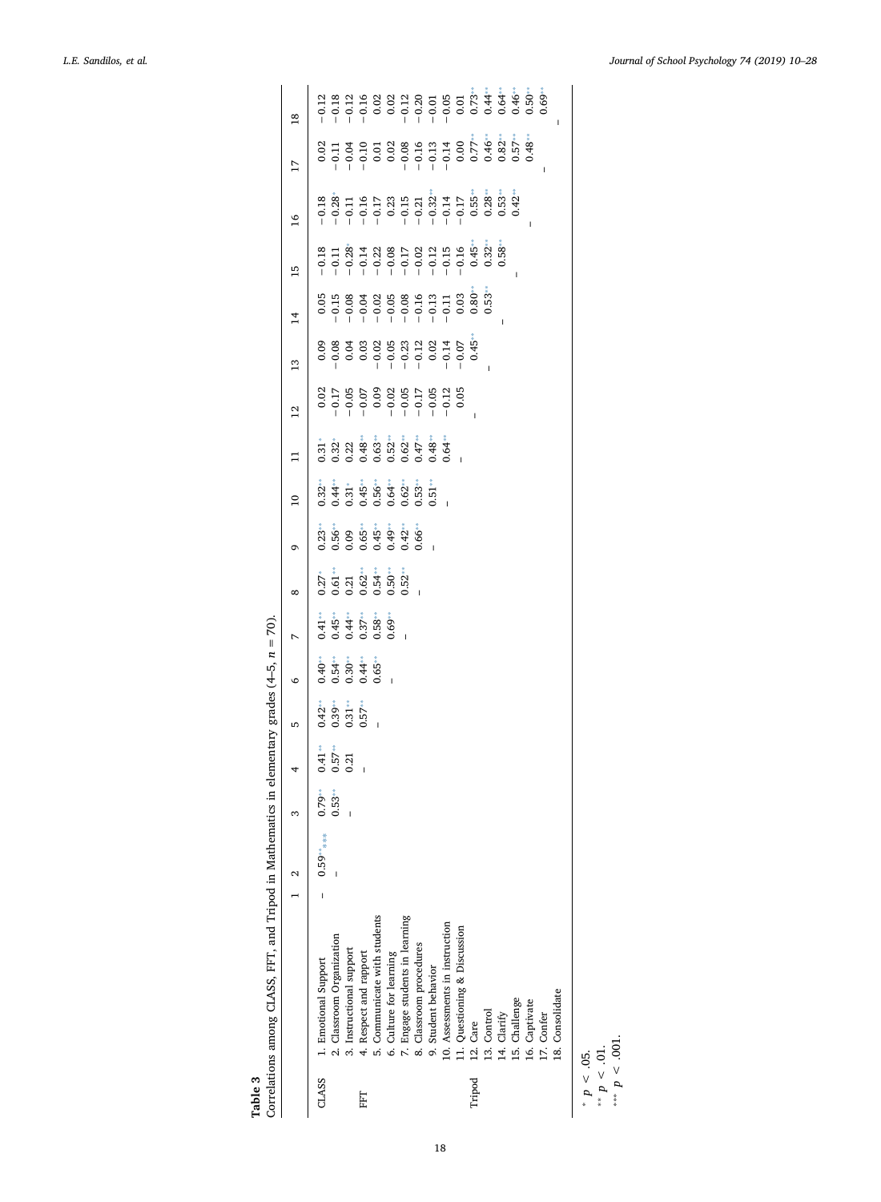**Table 3**

Correlations among CLASS, FFT, and Tripod in Mathematics in elementary grades (4–5, $n = 70$).

| | | 1 | 2 | 3 | 4 | 5 | 6 | 7 | 8 | 9 | 10 | 11 | 12 | 13 | 14 | 15 | 16 | 17 | 18 |
|---|---|---|---|---|---|---|---|---|---|---|---|---|---|---|---|---|---|---|---|
| CLASS | 1. Emotional Support | – | 0.59*** | 0.79** | 0.41** | 0.42** | 0.40** | 0.41** | 0.27* | 0.23* | 0.32** | 0.31* | 0.02 | 0.09 | 0.05 | −0.18 | −0.18 | 0.02 | −0.12 |
| | 2. Classroom Organization | | – | 0.53** | 0.57** | 0.39** | 0.54** | 0.45** | 0.61** | 0.56** | 0.44** | 0.32* | −0.17 | −0.08 | −0.15 | −0.11 | −0.28* | −0.11 | −0.18 |
| | 3. Instructional support | | | – | 0.21 | 0.31** | 0.30** | 0.44** | 0.21 | 0.09 | 0.31* | 0.22 | −0.05 | 0.04 | −0.08 | −0.28* | −0.11 | −0.04 | −0.12 |
| FFT | 4. Respect and rapport | | | | – | 0.57** | 0.44** | 0.37** | 0.62** | 0.65** | 0.45** | 0.48** | −0.07 | 0.03 | −0.04 | −0.14 | −0.16 | −0.10 | −0.16 |
| | 5. Communicate with students | | | | | – | 0.65** | 0.58** | 0.54** | 0.45** | 0.56** | 0.63** | 0.09 | −0.02 | −0.02 | −0.22 | −0.17 | 0.01 | 0.02 |
| | 6. Culture for learning | | | | | | – | 0.69** | 0.50** | 0.49** | 0.64** | 0.52** | −0.02 | −0.05 | −0.05 | −0.08 | 0.23 | 0.02 | 0.02 |
| | 7. Engage students in learning | | | | | | | – | 0.52** | 0.42** | 0.62** | 0.62** | −0.05 | −0.23 | −0.08 | −0.17 | −0.15 | −0.08 | −0.12 |
| | 8. Classroom procedures | | | | | | | | – | 0.66** | 0.53** | 0.47** | −0.17 | −0.12 | −0.16 | −0.02 | −0.21 | −0.16 | −0.20 |
| | 9. Student behavior | | | | | | | | | – | 0.51** | 0.48** | −0.05 | 0.02 | −0.13 | −0.12 | −0.32** | −0.13 | −0.01 |
| | 10. Assessments in instruction | | | | | | | | | | – | 0.64** | −0.12 | −0.14 | −0.11 | −0.15 | −0.14 | −0.14 | −0.05 |
| | 11. Questioning & Discussion | | | | | | | | | | | – | 0.05 | −0.07 | 0.03 | −0.16 | −0.17 | 0.00 | 0.01 |
| Tripod | 12. Care | | | | | | | | | | | | – | 0.45** | 0.80** | 0.45** | 0.55** | 0.77** | 0.73** |
| | 13. Control | | | | | | | | | | | | | – | 0.53** | 0.32** | 0.28** | 0.46** | 0.44** |
| | 14. Clarify | | | | | | | | | | | | | | – | 0.58** | 0.53** | 0.82** | 0.64** |
| | 15. Challenge | | | | | | | | | | | | | | | – | 0.42** | 0.57** | 0.46** |
| | 16. Captivate | | | | | | | | | | | | | | | | – | 0.48** | 0.50** |
| | 17. Confer | | | | | | | | | | | | | | | | | – | 0.69** |
| | 18. Consolidate | | | | | | | | | | | | | | | | | | – |

\* $p < .05$.

\*\* $p < .01$.

\*\*\* $p < .001$.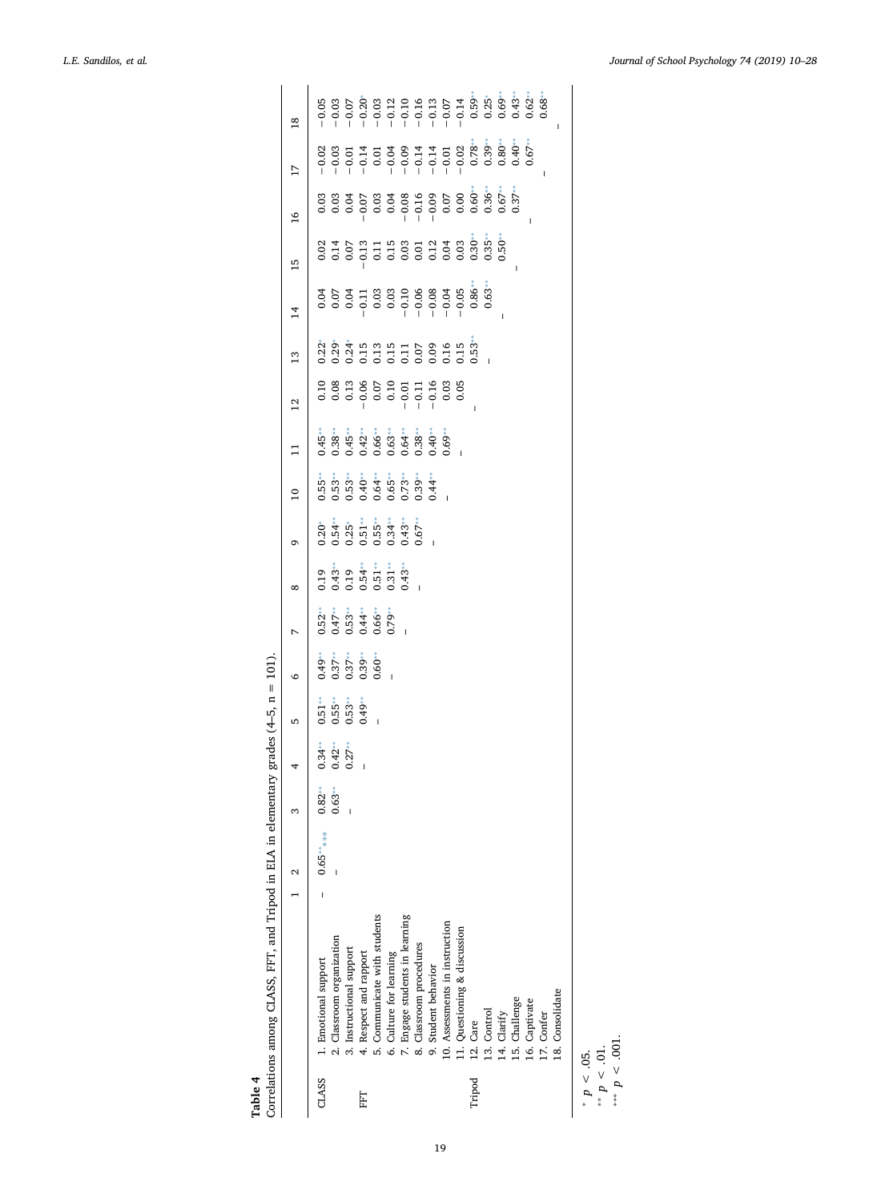**Table 4**

Correlations among CLASS, FFT, and Tripod in ELA in elementary grades (4–5, n = 101).

| | | 1 | 2 | 3 | 4 | 5 | 6 | 7 | 8 | 9 | 10 | 11 | 12 | 13 | 14 | 15 | 16 | 17 | 18 |
|---|---|---|---|---|---|---|---|---|---|---|---|---|---|---|---|---|---|---|---|
| CLASS | 1. Emotional support | – | 0.65***** | 0.82** | 0.34** | 0.51** | 0.49** | 0.52** | 0.19 | 0.20* | 0.55** | 0.45** | 0.10 | 0.22* | 0.04 | 0.02 | 0.03 | −0.02 | −0.05 |
| | 2. Classroom organization | | – | 0.63** | 0.42** | 0.55** | 0.37** | 0.47** | 0.43** | 0.54** | 0.53** | 0.38** | 0.08 | 0.29* | 0.07 | 0.14 | 0.03 | −0.03 | −0.03 |
| | 3. Instructional support | | | – | 0.27** | 0.53** | 0.37** | 0.53** | 0.19 | 0.25* | 0.53** | 0.45** | 0.13 | 0.24* | 0.04 | 0.07 | 0.04 | −0.01 | −0.07 |
| FFT | 4. Respect and rapport | | | | – | 0.49** | 0.39** | 0.44** | 0.54** | 0.51** | 0.40** | 0.42** | −0.06 | 0.15 | −0.11 | −0.13 | −0.07 | −0.14 | −0.20* |
| | 5. Communicate with students | | | | | – | 0.60** | 0.66** | 0.51** | 0.55** | 0.64** | 0.66** | 0.07 | 0.13 | 0.03 | 0.11 | 0.03 | 0.01 | −0.03 |
| | 6. Culture for learning | | | | | | – | 0.79** | 0.31** | 0.34** | 0.65** | 0.63** | 0.10 | 0.15 | 0.03 | 0.15 | 0.04 | −0.04 | −0.12 |
| | 7. Engage students in learning | | | | | | | – | 0.43** | 0.43** | 0.73** | 0.64** | −0.01 | 0.11 | −0.10 | 0.03 | −0.08 | −0.09 | −0.10 |
| | 8. Classroom procedures | | | | | | | | – | 0.67** | 0.39** | 0.38** | −0.11 | 0.07 | −0.06 | 0.01 | −0.16 | −0.14 | −0.16 |
| | 9. Student behavior | | | | | | | | | – | 0.44** | 0.40** | −0.16 | 0.09 | −0.08 | 0.12 | −0.09 | −0.14 | −0.13 |
| | 10. Assessments in instruction | | | | | | | | | | – | 0.69** | 0.03 | 0.16 | −0.04 | 0.04 | 0.07 | −0.01 | −0.07 |
| | 11. Questioning & discussion | | | | | | | | | | | – | 0.05 | 0.15 | −0.05 | 0.03 | 0.00 | −0.02 | −0.14 |
| Tripod | 12. Care | | | | | | | | | | | | – | 0.53** | 0.86** | 0.30** | 0.60** | 0.78** | 0.59** |
| | 13. Control | | | | | | | | | | | | | – | 0.63** | 0.35** | 0.36** | 0.39** | 0.25* |
| | 14. Clarify | | | | | | | | | | | | | | – | 0.50** | 0.67** | 0.80** | 0.69** |
| | 15. Challenge | | | | | | | | | | | | | | | – | 0.37** | 0.40** | 0.43** |
| | 16. Captivate | | | | | | | | | | | | | | | | – | 0.67** | 0.62** |
| | 17. Confer | | | | | | | | | | | | | | | | | – | 0.68** |
| | 18. Consolidate | | | | | | | | | | | | | | | | | | – |

\* $p < .05$.

\*\* $p < .01$.

\*\*\* $p < .001$.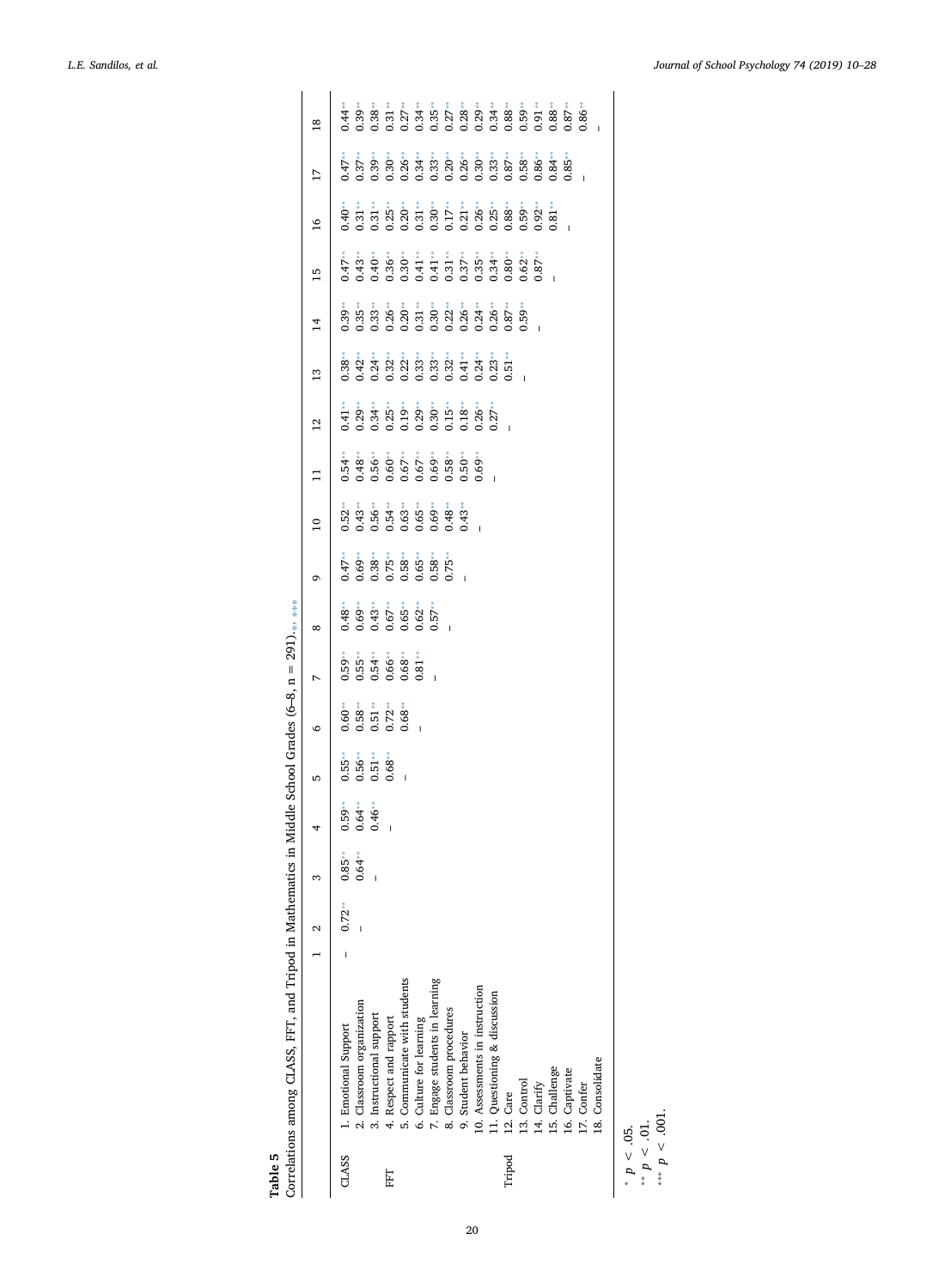**Table 5**

Correlations among CLASS, FFT, and Tripod in Mathematics in Middle School Grades (6–8, n = 291).*, **, ***

| | | 1 | 2 | 3 | 4 | 5 | 6 | 7 | 8 | 9 | 10 | 11 | 12 | 13 | 14 | 15 | 16 | 17 | 18 |
|---|---|---|---|---|---|---|---|---|---|---|---|---|---|---|---|---|---|---|---|
| CLASS | 1. Emotional Support | – | 0.72** | 0.85** | 0.59** | 0.55** | 0.60** | 0.59** | 0.48** | 0.47** | 0.52** | 0.54** | 0.41** | 0.38** | 0.39** | 0.47** | 0.40** | 0.47** | 0.44** |
| | 2. Classroom organization | | – | 0.64** | 0.64** | 0.56** | 0.58** | 0.55** | 0.69** | 0.69** | 0.43** | 0.48** | 0.29** | 0.42** | 0.35** | 0.43** | 0.31** | 0.37** | 0.39** |
| | 3. Instructional support | | | – | 0.46** | 0.51** | 0.51** | 0.54** | 0.43** | 0.38** | 0.56** | 0.56** | 0.34** | 0.24** | 0.33** | 0.40** | 0.31** | 0.39** | 0.38** |
| FFT | 4. Respect and rapport | | | | – | 0.68** | 0.72** | 0.66** | 0.67** | 0.75** | 0.54** | 0.60** | 0.25** | 0.32** | 0.26** | 0.36** | 0.25** | 0.30** | 0.31** |
| | 5. Communicate with students | | | | | – | 0.68** | 0.68** | 0.65** | 0.58** | 0.63** | 0.67** | 0.19** | 0.22** | 0.20** | 0.30** | 0.20** | 0.26** | 0.27** |
| | 6. Culture for learning | | | | | | – | 0.81** | 0.62** | 0.65** | 0.65** | 0.67** | 0.29** | 0.33** | 0.31** | 0.41** | 0.31** | 0.34** | 0.34** |
| | 7. Engage students in learning | | | | | | | – | 0.57** | 0.58** | 0.69** | 0.69** | 0.30** | 0.33** | 0.30** | 0.41** | 0.30** | 0.33** | 0.35** |
| | 8. Classroom procedures | | | | | | | | – | 0.75** | 0.48** | 0.58** | 0.15** | 0.32** | 0.22** | 0.31** | 0.17** | 0.20** | 0.27** |
| | 9. Student behavior | | | | | | | | | – | 0.43** | 0.50** | 0.18** | 0.41** | 0.26** | 0.37** | 0.21** | 0.26** | 0.28** |
| | 10. Assessments in instruction | | | | | | | | | | – | 0.69** | 0.26** | 0.24** | 0.24** | 0.35** | 0.26** | 0.30** | 0.29** |
| | 11. Questioning & discussion | | | | | | | | | | | – | 0.27** | 0.23** | 0.26** | 0.34** | 0.25** | 0.33** | 0.34** |
| Tripod | 12. Care | | | | | | | | | | | | – | 0.51** | 0.87** | 0.80** | 0.88** | 0.87** | 0.88** |
| | 13. Control | | | | | | | | | | | | | – | 0.59** | 0.62** | 0.59** | 0.58** | 0.59** |
| | 14. Clarify | | | | | | | | | | | | | | – | 0.87** | 0.92** | 0.86** | 0.91** |
| | 15. Challenge | | | | | | | | | | | | | | | – | 0.81** | 0.84** | 0.88** |
| | 16. Captivate | | | | | | | | | | | | | | | | – | 0.85** | 0.87** |
| | 17. Confer | | | | | | | | | | | | | | | | | – | 0.86** |
| | 18. Consolidate | | | | | | | | | | | | | | | | | | – |

* $p < .05$.
** $p < .01$.
*** $p < .001$.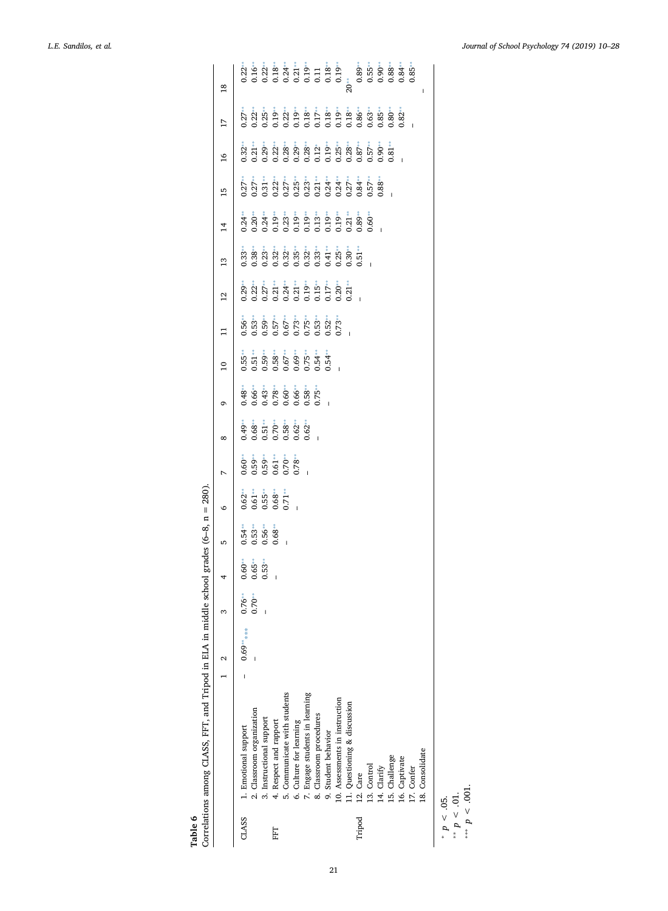**Table 6**

Correlations among CLASS, FFT, and Tripod in ELA in middle school grades (6–8, n = 280).

| | | 1 | 2 | 3 | 4 | 5 | 6 | 7 | 8 | 9 | 10 | 11 | 12 | 13 | 14 | 15 | 16 | 17 | 18 |
|---|---|---|---|---|---|---|---|---|---|---|---|---|---|---|---|---|---|---|---|
| CLASS | 1. Emotional support | – | 0.69*** | 0.76** | 0.60** | 0.54** | 0.62** | 0.60** | 0.49** | 0.48** | 0.55** | 0.56** | 0.29** | 0.33** | 0.24** | 0.27** | 0.32** | 0.27** | 0.22** |
| | 2. Classroom organization | | – | 0.70** | 0.65** | 0.53** | 0.61** | 0.59** | 0.68** | 0.66** | 0.51** | 0.53** | 0.22** | 0.38** | 0.20** | 0.27** | 0.21** | 0.22** | 0.16** |
| | 3. Instructional support | | | – | 0.53** | 0.56** | 0.55** | 0.59** | 0.51** | 0.43** | 0.59** | 0.59** | 0.27** | 0.23** | 0.24** | 0.31** | 0.29** | 0.25** | 0.22** |
| FFT | 4. Respect and rapport | | | | – | 0.68** | 0.68** | 0.61** | 0.70** | 0.78** | 0.58** | 0.57** | 0.21** | 0.32** | 0.19** | 0.22** | 0.22** | 0.19** | 0.18** |
| | 5. Communicate with students | | | | | – | 0.71** | 0.70** | 0.58** | 0.60** | 0.67** | 0.67** | 0.24** | 0.32** | 0.23** | 0.27** | 0.28** | 0.22** | 0.24** |
| | 6. Culture for learning | | | | | | – | 0.78** | 0.62** | 0.66** | 0.69** | 0.73** | 0.21** | 0.35** | 0.19** | 0.25** | 0.29** | 0.19** | 0.21** |
| | 7. Engage students in learning | | | | | | | – | 0.62** | 0.58** | 0.75** | 0.75** | 0.19** | 0.32** | 0.19** | 0.23** | 0.28** | 0.18** | 0.19** |
| | 8. Classroom procedures | | | | | | | | – | 0.75** | 0.54** | 0.53** | 0.15** | 0.33** | 0.13** | 0.21** | 0.12* | 0.17** | 0.11 |
| | 9. Student behavior | | | | | | | | | – | 0.54** | 0.52** | 0.17** | 0.41** | 0.19** | 0.24** | 0.19** | 0.18** | 0.18** |
| | 10. Assessments in instruction | | | | | | | | | | – | 0.73** | 0.20** | 0.25** | 0.19** | 0.24** | 0.25** | 0.19** | 0.19** |
| | 11. Questioning & discussion | | | | | | | | | | | – | 0.21** | 0.30** | 0.21** | 0.27** | 0.28** | 0.18** | 20** |
| Tripod | 12. Care | | | | | | | | | | | | – | 0.51** | 0.89** | 0.84** | 0.87** | 0.86** | 0.89** |
| | 13. Control | | | | | | | | | | | | | – | 0.60** | 0.57** | 0.57** | 0.63** | 0.55** |
| | 14. Clarify | | | | | | | | | | | | | | – | 0.88** | 0.90** | 0.85** | 0.90** |
| | 15. Challenge | | | | | | | | | | | | | | | – | 0.81** | 0.80** | 0.88** |
| | 16. Captivate | | | | | | | | | | | | | | | | – | 0.82** | 0.84** |
| | 17. Confer | | | | | | | | | | | | | | | | | – | 0.85** |
| | 18. Consolidate | | | | | | | | | | | | | | | | | | – |

\* $p < .05$.

\*\* $p < .01$.

\*\*\* $p < .001$.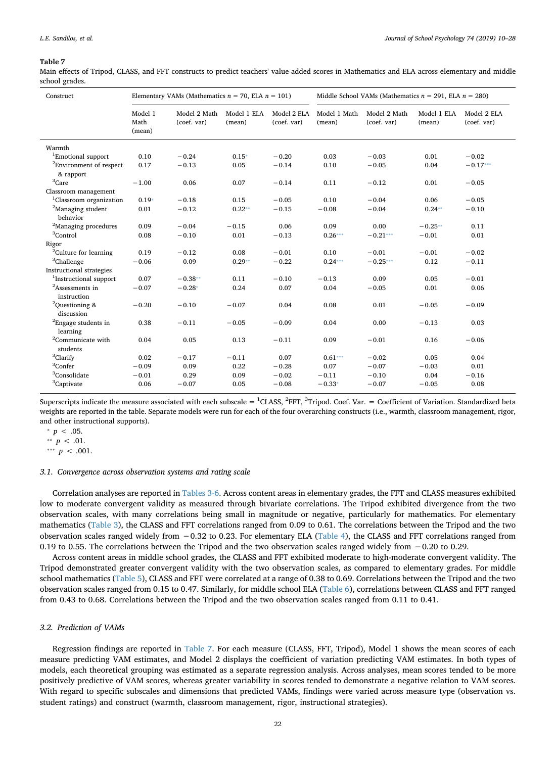**Table 7**
Main effects of Tripod, CLASS, and FFT constructs to predict teachers' value-added scores in Mathematics and ELA across elementary and middle school grades.

| Construct | Elementary VAMs (Mathematics $n$ = 70, ELA $n$ = 101) | | | | Middle School VAMs (Mathematics $n$ = 291, ELA $n$ = 280) | | | |
|---|---|---|---|---|---|---|---|---|
| | Model 1 Math (mean) | Model 2 Math (coef. var) | Model 1 ELA (mean) | Model 2 ELA (coef. var) | Model 1 Math (mean) | Model 2 Math (coef. var) | Model 1 ELA (mean) | Model 2 ELA (coef. var) |
| Warmth | | | | | | | | |
| [1]Emotional support | 0.10 | −0.24 | 0.15* | −0.20 | 0.03 | −0.03 | 0.01 | −0.02 |
| [2]Environment of respect & rapport | 0.17 | −0.13 | 0.05 | −0.14 | 0.10 | −0.05 | 0.04 | −0.17*** |
| [3]Care | −1.00 | 0.06 | 0.07 | −0.14 | 0.11 | −0.12 | 0.01 | −0.05 |
| Classroom management | | | | | | | | |
| [1]Classroom organization | 0.19* | −0.18 | 0.15 | −0.05 | 0.10 | −0.04 | 0.06 | −0.05 |
| [2]Managing student behavior | 0.01 | −0.12 | 0.22** | −0.15 | −0.08 | −0.04 | 0.24** | −0.10 |
| [2]Managing procedures | 0.09 | −0.04 | −0.15 | 0.06 | 0.09 | 0.00 | −0.25** | 0.11 |
| [3]Control | 0.08 | −0.10 | 0.01 | −0.13 | 0.26*** | −0.21*** | −0.01 | 0.01 |
| Rigor | | | | | | | | |
| [2]Culture for learning | 0.19 | −0.12 | 0.08 | −0.01 | 0.10 | −0.01 | −0.01 | −0.02 |
| [3]Challenge | −0.06 | 0.09 | 0.29** | −0.22 | 0.24*** | −0.25*** | 0.12 | −0.11 |
| Instructional strategies | | | | | | | | |
| [1]Instructional support | 0.07 | −0.38** | 0.11 | −0.10 | −0.13 | 0.09 | 0.05 | −0.01 |
| [2]Assessments in instruction | −0.07 | −0.28* | 0.24 | 0.07 | 0.04 | −0.05 | 0.01 | 0.06 |
| [2]Questioning & discussion | −0.20 | −0.10 | −0.07 | 0.04 | 0.08 | 0.01 | −0.05 | −0.09 |
| [2]Engage students in learning | 0.38 | −0.11 | −0.05 | −0.09 | 0.04 | 0.00 | −0.13 | 0.03 |
| [2]Communicate with students | 0.04 | 0.05 | 0.13 | −0.11 | 0.09 | −0.01 | 0.16 | −0.06 |
| [3]Clarify | 0.02 | −0.17 | −0.11 | 0.07 | 0.61*** | −0.02 | 0.05 | 0.04 |
| [3]Confer | −0.09 | 0.09 | 0.22 | −0.28 | 0.07 | −0.07 | −0.03 | 0.01 |
| [3]Consolidate | −0.01 | 0.29 | 0.09 | −0.02 | −0.11 | −0.10 | 0.04 | −0.16 |
| [3]Captivate | 0.06 | −0.07 | 0.05 | −0.08 | −0.33* | −0.07 | −0.05 | 0.08 |

Superscripts indicate the measure associated with each subscale = [1]CLASS, [2]FFT, [3]Tripod. Coef. Var. = Coefficient of Variation. Standardized beta weights are reported in the table. Separate models were run for each of the four overarching constructs (i.e., warmth, classroom management, rigor, and other instructional supports).

\* $p < .05$.

\*\* $p < .01$.

\*\*\* $p < .001$.

### 3.1. Convergence across observation systems and rating scale

Correlation analyses are reported in Tables 3-6. Across content areas in elementary grades, the FFT and CLASS measures exhibited low to moderate convergent validity as measured through bivariate correlations. The Tripod exhibited divergence from the two observation scales, with many correlations being small in magnitude or negative, particularly for mathematics. For elementary mathematics (Table 3), the CLASS and FFT correlations ranged from 0.09 to 0.61. The correlations between the Tripod and the two observation scales ranged widely from −0.32 to 0.23. For elementary ELA (Table 4), the CLASS and FFT correlations ranged from 0.19 to 0.55. The correlations between the Tripod and the two observation scales ranged widely from −0.20 to 0.29.

Across content areas in middle school grades, the CLASS and FFT exhibited moderate to high-moderate convergent validity. The Tripod demonstrated greater convergent validity with the two observation scales, as compared to elementary grades. For middle school mathematics (Table 5), CLASS and FFT were correlated at a range of 0.38 to 0.69. Correlations between the Tripod and the two observation scales ranged from 0.15 to 0.47. Similarly, for middle school ELA (Table 6), correlations between CLASS and FFT ranged from 0.43 to 0.68. Correlations between the Tripod and the two observation scales ranged from 0.11 to 0.41.

### 3.2. Prediction of VAMs

Regression findings are reported in Table 7. For each measure (CLASS, FFT, Tripod), Model 1 shows the mean scores of each measure predicting VAM estimates, and Model 2 displays the coefficient of variation predicting VAM estimates. In both types of models, each theoretical grouping was estimated as a separate regression analysis. Across analyses, mean scores tended to be more positively predictive of VAM scores, whereas greater variability in scores tended to demonstrate a negative relation to VAM scores. With regard to specific subscales and dimensions that predicted VAMs, findings were varied across measure type (observation vs. student ratings) and construct (warmth, classroom management, rigor, instructional strategies).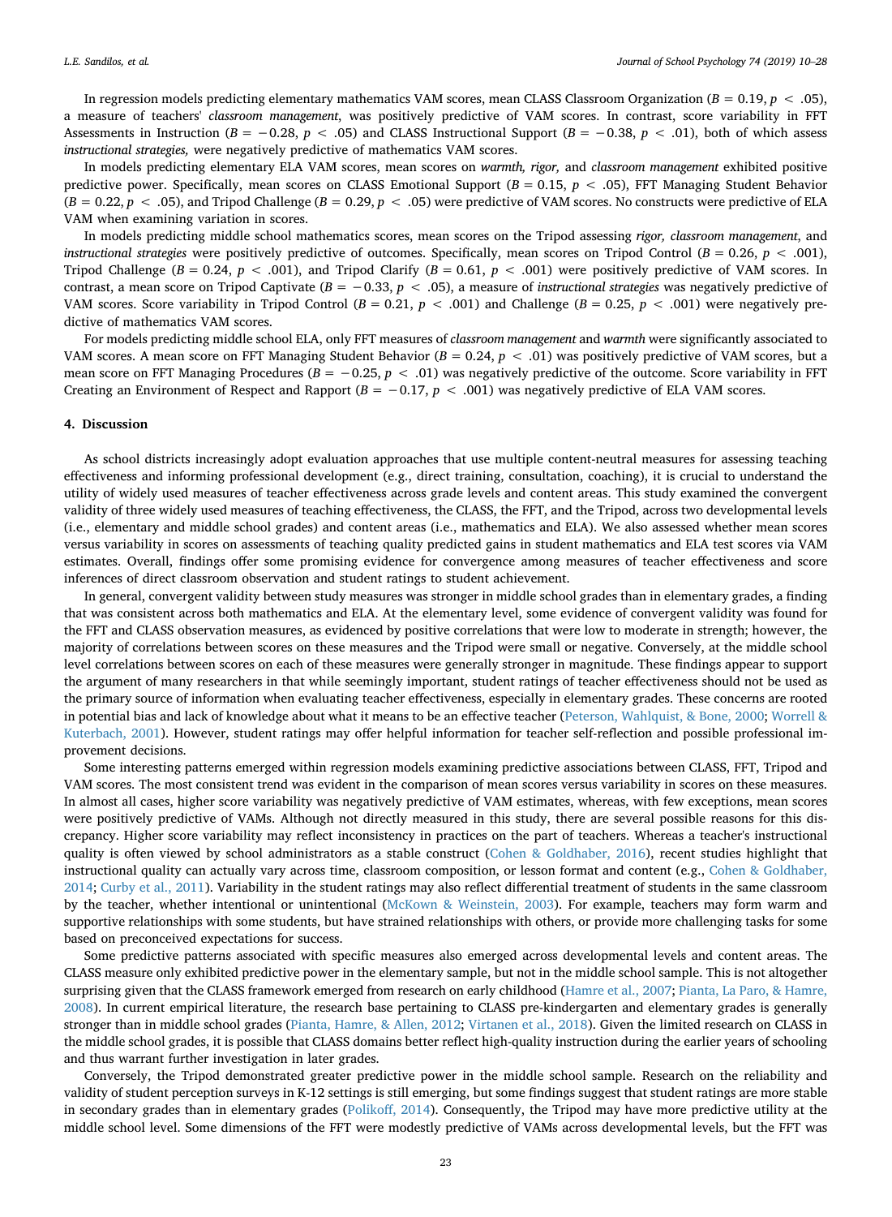In regression models predicting elementary mathematics VAM scores, mean CLASS Classroom Organization ($B = 0.19$, $p < .05$), a measure of teachers' *classroom management*, was positively predictive of VAM scores. In contrast, score variability in FFT Assessments in Instruction ($B = -0.28$, $p < .05$) and CLASS Instructional Support ($B = -0.38$, $p < .01$), both of which assess *instructional strategies,* were negatively predictive of mathematics VAM scores.

In models predicting elementary ELA VAM scores, mean scores on *warmth, rigor,* and *classroom management* exhibited positive predictive power. Specifically, mean scores on CLASS Emotional Support ($B = 0.15$, $p < .05$), FFT Managing Student Behavior ($B = 0.22$, $p < .05$), and Tripod Challenge ($B = 0.29$, $p < .05$) were predictive of VAM scores. No constructs were predictive of ELA VAM when examining variation in scores.

In models predicting middle school mathematics scores, mean scores on the Tripod assessing *rigor, classroom management*, and *instructional strategies* were positively predictive of outcomes. Specifically, mean scores on Tripod Control ($B = 0.26$, $p < .001$), Tripod Challenge ($B = 0.24$, $p < .001$), and Tripod Clarify ($B = 0.61$, $p < .001$) were positively predictive of VAM scores. In contrast, a mean score on Tripod Captivate ($B = -0.33$, $p < .05$), a measure of *instructional strategies* was negatively predictive of VAM scores. Score variability in Tripod Control ($B = 0.21$, $p < .001$) and Challenge ($B = 0.25$, $p < .001$) were negatively predictive of mathematics VAM scores.

For models predicting middle school ELA, only FFT measures of *classroom management* and *warmth* were significantly associated to VAM scores. A mean score on FFT Managing Student Behavior ($B = 0.24$, $p < .01$) was positively predictive of VAM scores, but a mean score on FFT Managing Procedures ($B = -0.25$, $p < .01$) was negatively predictive of the outcome. Score variability in FFT Creating an Environment of Respect and Rapport ($B = -0.17$, $p < .001$) was negatively predictive of ELA VAM scores.

## 4. Discussion

As school districts increasingly adopt evaluation approaches that use multiple content-neutral measures for assessing teaching effectiveness and informing professional development (e.g., direct training, consultation, coaching), it is crucial to understand the utility of widely used measures of teacher effectiveness across grade levels and content areas. This study examined the convergent validity of three widely used measures of teaching effectiveness, the CLASS, the FFT, and the Tripod, across two developmental levels (i.e., elementary and middle school grades) and content areas (i.e., mathematics and ELA). We also assessed whether mean scores versus variability in scores on assessments of teaching quality predicted gains in student mathematics and ELA test scores via VAM estimates. Overall, findings offer some promising evidence for convergence among measures of teacher effectiveness and score inferences of direct classroom observation and student ratings to student achievement.

In general, convergent validity between study measures was stronger in middle school grades than in elementary grades, a finding that was consistent across both mathematics and ELA. At the elementary level, some evidence of convergent validity was found for the FFT and CLASS observation measures, as evidenced by positive correlations that were low to moderate in strength; however, the majority of correlations between scores on these measures and the Tripod were small or negative. Conversely, at the middle school level correlations between scores on each of these measures were generally stronger in magnitude. These findings appear to support the argument of many researchers in that while seemingly important, student ratings of teacher effectiveness should not be used as the primary source of information when evaluating teacher effectiveness, especially in elementary grades. These concerns are rooted in potential bias and lack of knowledge about what it means to be an effective teacher (Peterson, Wahlquist, & Bone, 2000; Worrell & Kuterbach, 2001). However, student ratings may offer helpful information for teacher self-reflection and possible professional improvement decisions.

Some interesting patterns emerged within regression models examining predictive associations between CLASS, FFT, Tripod and VAM scores. The most consistent trend was evident in the comparison of mean scores versus variability in scores on these measures. In almost all cases, higher score variability was negatively predictive of VAM estimates, whereas, with few exceptions, mean scores were positively predictive of VAMs. Although not directly measured in this study, there are several possible reasons for this discrepancy. Higher score variability may reflect inconsistency in practices on the part of teachers. Whereas a teacher's instructional quality is often viewed by school administrators as a stable construct (Cohen & Goldhaber, 2016), recent studies highlight that instructional quality can actually vary across time, classroom composition, or lesson format and content (e.g., Cohen & Goldhaber, 2014; Curby et al., 2011). Variability in the student ratings may also reflect differential treatment of students in the same classroom by the teacher, whether intentional or unintentional (McKown & Weinstein, 2003). For example, teachers may form warm and supportive relationships with some students, but have strained relationships with others, or provide more challenging tasks for some based on preconceived expectations for success.

Some predictive patterns associated with specific measures also emerged across developmental levels and content areas. The CLASS measure only exhibited predictive power in the elementary sample, but not in the middle school sample. This is not altogether surprising given that the CLASS framework emerged from research on early childhood (Hamre et al., 2007; Pianta, La Paro, & Hamre, 2008). In current empirical literature, the research base pertaining to CLASS pre-kindergarten and elementary grades is generally stronger than in middle school grades (Pianta, Hamre, & Allen, 2012; Virtanen et al., 2018). Given the limited research on CLASS in the middle school grades, it is possible that CLASS domains better reflect high-quality instruction during the earlier years of schooling and thus warrant further investigation in later grades.

Conversely, the Tripod demonstrated greater predictive power in the middle school sample. Research on the reliability and validity of student perception surveys in K-12 settings is still emerging, but some findings suggest that student ratings are more stable in secondary grades than in elementary grades (Polikoff, 2014). Consequently, the Tripod may have more predictive utility at the middle school level. Some dimensions of the FFT were modestly predictive of VAMs across developmental levels, but the FFT was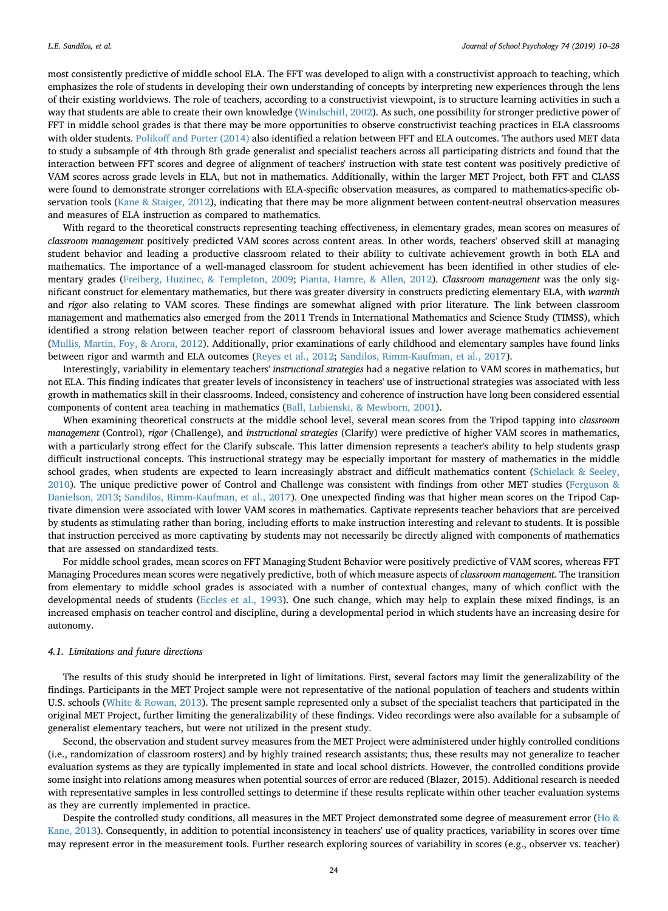most consistently predictive of middle school ELA. The FFT was developed to align with a constructivist approach to teaching, which emphasizes the role of students in developing their own understanding of concepts by interpreting new experiences through the lens of their existing worldviews. The role of teachers, according to a constructivist viewpoint, is to structure learning activities in such a way that students are able to create their own knowledge (Windschitl, 2002). As such, one possibility for stronger predictive power of FFT in middle school grades is that there may be more opportunities to observe constructivist teaching practices in ELA classrooms with older students. Polikoff and Porter (2014) also identified a relation between FFT and ELA outcomes. The authors used MET data to study a subsample of 4th through 8th grade generalist and specialist teachers across all participating districts and found that the interaction between FFT scores and degree of alignment of teachers' instruction with state test content was positively predictive of VAM scores across grade levels in ELA, but not in mathematics. Additionally, within the larger MET Project, both FFT and CLASS were found to demonstrate stronger correlations with ELA-specific observation measures, as compared to mathematics-specific observation tools (Kane & Staiger, 2012), indicating that there may be more alignment between content-neutral observation measures and measures of ELA instruction as compared to mathematics.

With regard to the theoretical constructs representing teaching effectiveness, in elementary grades, mean scores on measures of *classroom management* positively predicted VAM scores across content areas. In other words, teachers' observed skill at managing student behavior and leading a productive classroom related to their ability to cultivate achievement growth in both ELA and mathematics. The importance of a well-managed classroom for student achievement has been identified in other studies of elementary grades (Freiberg, Huzinec, & Templeton, 2009; Pianta, Hamre, & Allen, 2012). *Classroom management* was the only significant construct for elementary mathematics, but there was greater diversity in constructs predicting elementary ELA, with *warmth* and *rigor* also relating to VAM scores. These findings are somewhat aligned with prior literature. The link between classroom management and mathematics also emerged from the 2011 Trends in International Mathematics and Science Study (TIMSS), which identified a strong relation between teacher report of classroom behavioral issues and lower average mathematics achievement (Mullis, Martin, Foy, & Arora, 2012). Additionally, prior examinations of early childhood and elementary samples have found links between rigor and warmth and ELA outcomes (Reyes et al., 2012; Sandilos, Rimm-Kaufman, et al., 2017).

Interestingly, variability in elementary teachers' *instructional strategies* had a negative relation to VAM scores in mathematics, but not ELA. This finding indicates that greater levels of inconsistency in teachers' use of instructional strategies was associated with less growth in mathematics skill in their classrooms. Indeed, consistency and coherence of instruction have long been considered essential components of content area teaching in mathematics (Ball, Lubienski, & Mewborn, 2001).

When examining theoretical constructs at the middle school level, several mean scores from the Tripod tapping into *classroom management* (Control), *rigor* (Challenge), and *instructional strategies* (Clarify) were predictive of higher VAM scores in mathematics, with a particularly strong effect for the Clarify subscale. This latter dimension represents a teacher's ability to help students grasp difficult instructional concepts. This instructional strategy may be especially important for mastery of mathematics in the middle school grades, when students are expected to learn increasingly abstract and difficult mathematics content (Schielack & Seeley, 2010). The unique predictive power of Control and Challenge was consistent with findings from other MET studies (Ferguson & Danielson, 2013; Sandilos, Rimm-Kaufman, et al., 2017). One unexpected finding was that higher mean scores on the Tripod Captivate dimension were associated with lower VAM scores in mathematics. Captivate represents teacher behaviors that are perceived by students as stimulating rather than boring, including efforts to make instruction interesting and relevant to students. It is possible that instruction perceived as more captivating by students may not necessarily be directly aligned with components of mathematics that are assessed on standardized tests.

For middle school grades, mean scores on FFT Managing Student Behavior were positively predictive of VAM scores, whereas FFT Managing Procedures mean scores were negatively predictive, both of which measure aspects of *classroom management.* The transition from elementary to middle school grades is associated with a number of contextual changes, many of which conflict with the developmental needs of students (Eccles et al., 1993). One such change, which may help to explain these mixed findings, is an increased emphasis on teacher control and discipline, during a developmental period in which students have an increasing desire for autonomy.

### *4.1. Limitations and future directions*

The results of this study should be interpreted in light of limitations. First, several factors may limit the generalizability of the findings. Participants in the MET Project sample were not representative of the national population of teachers and students within U.S. schools (White & Rowan, 2013). The present sample represented only a subset of the specialist teachers that participated in the original MET Project, further limiting the generalizability of these findings. Video recordings were also available for a subsample of generalist elementary teachers, but were not utilized in the present study.

Second, the observation and student survey measures from the MET Project were administered under highly controlled conditions (i.e., randomization of classroom rosters) and by highly trained research assistants; thus, these results may not generalize to teacher evaluation systems as they are typically implemented in state and local school districts. However, the controlled conditions provide some insight into relations among measures when potential sources of error are reduced (Blazer, 2015). Additional research is needed with representative samples in less controlled settings to determine if these results replicate within other teacher evaluation systems as they are currently implemented in practice.

Despite the controlled study conditions, all measures in the MET Project demonstrated some degree of measurement error (Ho & Kane, 2013). Consequently, in addition to potential inconsistency in teachers' use of quality practices, variability in scores over time may represent error in the measurement tools. Further research exploring sources of variability in scores (e.g., observer vs. teacher)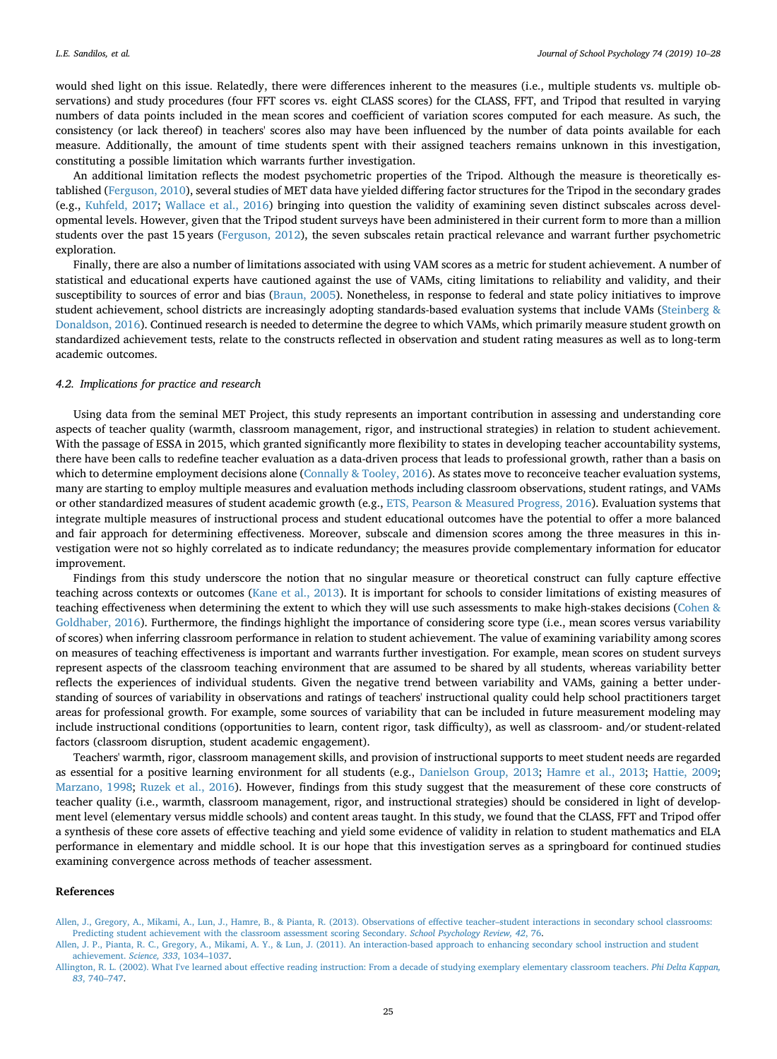would shed light on this issue. Relatedly, there were differences inherent to the measures (i.e., multiple students vs. multiple observations) and study procedures (four FFT scores vs. eight CLASS scores) for the CLASS, FFT, and Tripod that resulted in varying numbers of data points included in the mean scores and coefficient of variation scores computed for each measure. As such, the consistency (or lack thereof) in teachers' scores also may have been influenced by the number of data points available for each measure. Additionally, the amount of time students spent with their assigned teachers remains unknown in this investigation, constituting a possible limitation which warrants further investigation.

An additional limitation reflects the modest psychometric properties of the Tripod. Although the measure is theoretically established (Ferguson, 2010), several studies of MET data have yielded differing factor structures for the Tripod in the secondary grades (e.g., Kuhfeld, 2017; Wallace et al., 2016) bringing into question the validity of examining seven distinct subscales across developmental levels. However, given that the Tripod student surveys have been administered in their current form to more than a million students over the past 15 years (Ferguson, 2012), the seven subscales retain practical relevance and warrant further psychometric exploration.

Finally, there are also a number of limitations associated with using VAM scores as a metric for student achievement. A number of statistical and educational experts have cautioned against the use of VAMs, citing limitations to reliability and validity, and their susceptibility to sources of error and bias (Braun, 2005). Nonetheless, in response to federal and state policy initiatives to improve student achievement, school districts are increasingly adopting standards-based evaluation systems that include VAMs (Steinberg & Donaldson, 2016). Continued research is needed to determine the degree to which VAMs, which primarily measure student growth on standardized achievement tests, relate to the constructs reflected in observation and student rating measures as well as to long-term academic outcomes.

### 4.2. Implications for practice and research

Using data from the seminal MET Project, this study represents an important contribution in assessing and understanding core aspects of teacher quality (warmth, classroom management, rigor, and instructional strategies) in relation to student achievement. With the passage of ESSA in 2015, which granted significantly more flexibility to states in developing teacher accountability systems, there have been calls to redefine teacher evaluation as a data-driven process that leads to professional growth, rather than a basis on which to determine employment decisions alone (Connally & Tooley, 2016). As states move to reconceive teacher evaluation systems, many are starting to employ multiple measures and evaluation methods including classroom observations, student ratings, and VAMs or other standardized measures of student academic growth (e.g., ETS, Pearson & Measured Progress, 2016). Evaluation systems that integrate multiple measures of instructional process and student educational outcomes have the potential to offer a more balanced and fair approach for determining effectiveness. Moreover, subscale and dimension scores among the three measures in this investigation were not so highly correlated as to indicate redundancy; the measures provide complementary information for educator improvement.

Findings from this study underscore the notion that no singular measure or theoretical construct can fully capture effective teaching across contexts or outcomes (Kane et al., 2013). It is important for schools to consider limitations of existing measures of teaching effectiveness when determining the extent to which they will use such assessments to make high-stakes decisions (Cohen & Goldhaber, 2016). Furthermore, the findings highlight the importance of considering score type (i.e., mean scores versus variability of scores) when inferring classroom performance in relation to student achievement. The value of examining variability among scores on measures of teaching effectiveness is important and warrants further investigation. For example, mean scores on student surveys represent aspects of the classroom teaching environment that are assumed to be shared by all students, whereas variability better reflects the experiences of individual students. Given the negative trend between variability and VAMs, gaining a better understanding of sources of variability in observations and ratings of teachers' instructional quality could help school practitioners target areas for professional growth. For example, some sources of variability that can be included in future measurement modeling may include instructional conditions (opportunities to learn, content rigor, task difficulty), as well as classroom- and/or student-related factors (classroom disruption, student academic engagement).

Teachers' warmth, rigor, classroom management skills, and provision of instructional supports to meet student needs are regarded as essential for a positive learning environment for all students (e.g., Danielson Group, 2013; Hamre et al., 2013; Hattie, 2009; Marzano, 1998; Ruzek et al., 2016). However, findings from this study suggest that the measurement of these core constructs of teacher quality (i.e., warmth, classroom management, rigor, and instructional strategies) should be considered in light of development level (elementary versus middle schools) and content areas taught. In this study, we found that the CLASS, FFT and Tripod offer a synthesis of these core assets of effective teaching and yield some evidence of validity in relation to student mathematics and ELA performance in elementary and middle school. It is our hope that this investigation serves as a springboard for continued studies examining convergence across methods of teacher assessment.

## References

Allen, J., Gregory, A., Mikami, A., Lun, J., Hamre, B., & Pianta, R. (2013). Observations of effective teacher–student interactions in secondary school classrooms: Predicting student achievement with the classroom assessment scoring Secondary. *School Psychology Review, 42*, 76.

Allen, J. P., Pianta, R. C., Gregory, A., Mikami, A. Y., & Lun, J. (2011). An interaction-based approach to enhancing secondary school instruction and student achievement. *Science, 333*, 1034–1037.

Allington, R. L. (2002). What I've learned about effective reading instruction: From a decade of studying exemplary elementary classroom teachers. *Phi Delta Kappan, 83*, 740–747.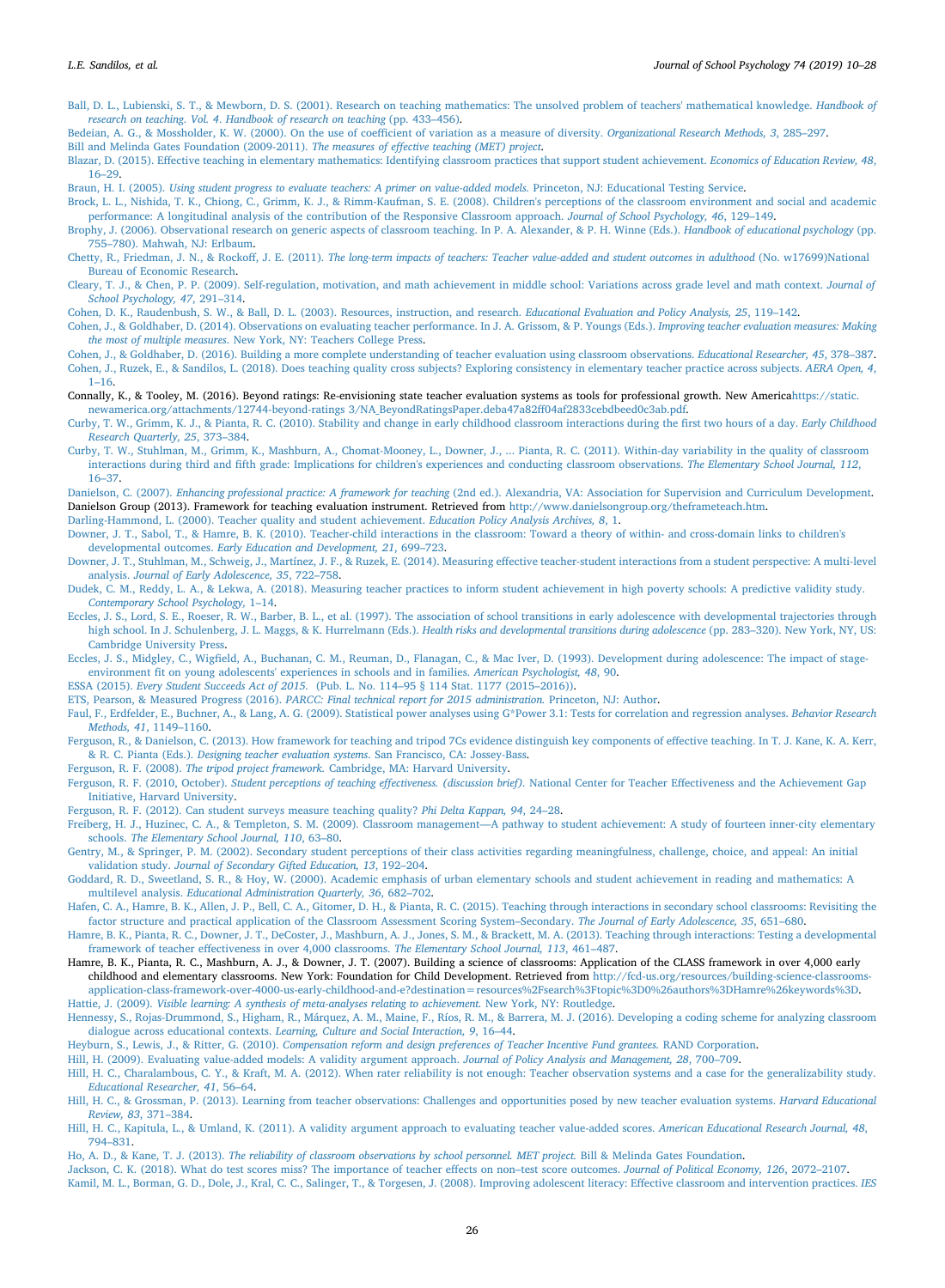Ball, D. L., Lubienski, S. T., & Mewborn, D. S. (2001). Research on teaching mathematics: The unsolved problem of teachers' mathematical knowledge. *Handbook of research on teaching. Vol. 4. Handbook of research on teaching* (pp. 433–456).

Bedeian, A. G., & Mossholder, K. W. (2000). On the use of coefficient of variation as a measure of diversity. *Organizational Research Methods, 3*, 285–297.

Bill and Melinda Gates Foundation (2009-2011). *The measures of effective teaching (MET) project*.

Blazar, D. (2015). Effective teaching in elementary mathematics: Identifying classroom practices that support student achievement. *Economics of Education Review, 48*, 16–29.

Braun, H. I. (2005). *Using student progress to evaluate teachers: A primer on value-added models.* Princeton, NJ: Educational Testing Service.

Brock, L. L., Nishida, T. K., Chiong, C., Grimm, K. J., & Rimm-Kaufman, S. E. (2008). Children's perceptions of the classroom environment and social and academic performance: A longitudinal analysis of the contribution of the Responsive Classroom approach. *Journal of School Psychology, 46*, 129–149.

Brophy, J. (2006). Observational research on generic aspects of classroom teaching. In P. A. Alexander, & P. H. Winne (Eds.). *Handbook of educational psychology* (pp. 755–780). Mahwah, NJ: Erlbaum.

Chetty, R., Friedman, J. N., & Rockoff, J. E. (2011). *The long-term impacts of teachers: Teacher value-added and student outcomes in adulthood* (No. w17699)National Bureau of Economic Research.

Cleary, T. J., & Chen, P. P. (2009). Self-regulation, motivation, and math achievement in middle school: Variations across grade level and math context. *Journal of School Psychology, 47*, 291–314.

Cohen, D. K., Raudenbush, S. W., & Ball, D. L. (2003). Resources, instruction, and research. *Educational Evaluation and Policy Analysis, 25*, 119–142.

Cohen, J., & Goldhaber, D. (2014). Observations on evaluating teacher performance. In J. A. Grissom, & P. Youngs (Eds.). *Improving teacher evaluation measures: Making the most of multiple measures.* New York, NY: Teachers College Press.

Cohen, J., & Goldhaber, D. (2016). Building a more complete understanding of teacher evaluation using classroom observations. *Educational Researcher, 45*, 378–387.

Cohen, J., Ruzek, E., & Sandilos, L. (2018). Does teaching quality cross subjects? Exploring consistency in elementary teacher practice across subjects. *AERA Open, 4*, 1–16.

Connally, K., & Tooley, M. (2016). Beyond ratings: Re-envisioning state teacher evaluation systems as tools for professional growth. New Americahttps://static.newamerica.org/attachments/12744-beyond-ratings 3/NA_BeyondRatingsPaper.deba47a82ff04af2833cebdbeed0c3ab.pdf.

Curby, T. W., Grimm, K. J., & Pianta, R. C. (2010). Stability and change in early childhood classroom interactions during the first two hours of a day. *Early Childhood Research Quarterly, 25*, 373–384.

Curby, T. W., Stuhlman, M., Grimm, K., Mashburn, A., Chomat-Mooney, L., Downer, J., ... Pianta, R. C. (2011). Within-day variability in the quality of classroom interactions during third and fifth grade: Implications for children's experiences and conducting classroom observations. *The Elementary School Journal, 112*, 16–37.

Danielson, C. (2007). *Enhancing professional practice: A framework for teaching* (2nd ed.). Alexandria, VA: Association for Supervision and Curriculum Development.

Danielson Group (2013). Framework for teaching evaluation instrument. Retrieved from http://www.danielsongroup.org/theframeteach.htm.

Darling-Hammond, L. (2000). Teacher quality and student achievement. *Education Policy Analysis Archives, 8*, 1.

Downer, J. T., Sabol, T., & Hamre, B. K. (2010). Teacher-child interactions in the classroom: Toward a theory of within- and cross-domain links to children's developmental outcomes. *Early Education and Development, 21*, 699–723.

Downer, J. T., Stuhlman, M., Schweig, J., Martínez, J. F., & Ruzek, E. (2014). Measuring effective teacher-student interactions from a student perspective: A multi-level analysis. *Journal of Early Adolescence, 35*, 722–758.

Dudek, C. M., Reddy, L. A., & Lekwa, A. (2018). Measuring teacher practices to inform student achievement in high poverty schools: A predictive validity study. *Contemporary School Psychology,* 1–14.

Eccles, J. S., Lord, S. E., Roeser, R. W., Barber, B. L., et al. (1997). The association of school transitions in early adolescence with developmental trajectories through high school. In J. Schulenberg, J. L. Maggs, & K. Hurrelmann (Eds.). *Health risks and developmental transitions during adolescence* (pp. 283–320). New York, NY, US: Cambridge University Press.

Eccles, J. S., Midgley, C., Wigfield, A., Buchanan, C. M., Reuman, D., Flanagan, C., & Mac Iver, D. (1993). Development during adolescence: The impact of stage-environment fit on young adolescents' experiences in schools and in families. *American Psychologist, 48*, 90.

ESSA (2015). *Every Student Succeeds Act of 2015.* (Pub. L. No. 114–95 § 114 Stat. 1177 (2015–2016)).

ETS, Pearson, & Measured Progress (2016). *PARCC: Final technical report for 2015 administration.* Princeton, NJ: Author.

Faul, F., Erdfelder, E., Buchner, A., & Lang, A. G. (2009). Statistical power analyses using G*Power 3.1: Tests for correlation and regression analyses. *Behavior Research Methods, 41*, 1149–1160.

Ferguson, R., & Danielson, C. (2013). How framework for teaching and tripod 7Cs evidence distinguish key components of effective teaching. In T. J. Kane, K. A. Kerr, & R. C. Pianta (Eds.). *Designing teacher evaluation systems*. San Francisco, CA: Jossey-Bass.

Ferguson, R. F. (2008). *The tripod project framework.* Cambridge, MA: Harvard University.

Ferguson, R. F. (2010, October). *Student perceptions of teaching effectiveness. (discussion brief).* National Center for Teacher Effectiveness and the Achievement Gap Initiative, Harvard University.

Ferguson, R. F. (2012). Can student surveys measure teaching quality? *Phi Delta Kappan, 94*, 24–28.

Freiberg, H. J., Huzinec, C. A., & Templeton, S. M. (2009). Classroom management—A pathway to student achievement: A study of fourteen inner-city elementary schools. *The Elementary School Journal, 110*, 63–80.

Gentry, M., & Springer, P. M. (2002). Secondary student perceptions of their class activities regarding meaningfulness, challenge, choice, and appeal: An initial validation study. *Journal of Secondary Gifted Education, 13*, 192–204.

Goddard, R. D., Sweetland, S. R., & Hoy, W. (2000). Academic emphasis of urban elementary schools and student achievement in reading and mathematics: A multilevel analysis. *Educational Administration Quarterly, 36*, 682–702.

Hafen, C. A., Hamre, B. K., Allen, J. P., Bell, C. A., Gitomer, D. H., & Pianta, R. C. (2015). Teaching through interactions in secondary school classrooms: Revisiting the factor structure and practical application of the Classroom Assessment Scoring System–Secondary. *The Journal of Early Adolescence, 35*, 651–680.

Hamre, B. K., Pianta, R. C., Downer, J. T., DeCoster, J., Mashburn, A. J., Jones, S. M., & Brackett, M. A. (2013). Teaching through interactions: Testing a developmental framework of teacher effectiveness in over 4,000 classrooms. *The Elementary School Journal, 113*, 461–487.

Hamre, B. K., Pianta, R. C., Mashburn, A. J., & Downer, J. T. (2007). Building a science of classrooms: Application of the CLASS framework in over 4,000 early childhood and elementary classrooms. New York: Foundation for Child Development. Retrieved from http://fcd-us.org/resources/building-science-classrooms-application-class-framework-over-4000-us-early-childhood-and-e?destination=resources%2Fsearch%3Ftopic%3D0%26authors%3DHamre%26keywords%3D.

Hattie, J. (2009). *Visible learning: A synthesis of meta-analyses relating to achievement.* New York, NY: Routledge.

Hennessy, S., Rojas-Drummond, S., Higham, R., Márquez, A. M., Maine, F., Ríos, R. M., & Barrera, M. J. (2016). Developing a coding scheme for analyzing classroom dialogue across educational contexts. *Learning, Culture and Social Interaction, 9*, 16–44.

Heyburn, S., Lewis, J., & Ritter, G. (2010). *Compensation reform and design preferences of Teacher Incentive Fund grantees.* RAND Corporation.

Hill, H. (2009). Evaluating value-added models: A validity argument approach. *Journal of Policy Analysis and Management, 28*, 700–709.

Hill, H. C., Charalambous, C. Y., & Kraft, M. A. (2012). When rater reliability is not enough: Teacher observation systems and a case for the generalizability study. *Educational Researcher, 41*, 56–64.

Hill, H. C., & Grossman, P. (2013). Learning from teacher observations: Challenges and opportunities posed by new teacher evaluation systems. *Harvard Educational Review, 83*, 371–384.

Hill, H. C., Kapitula, L., & Umland, K. (2011). A validity argument approach to evaluating teacher value-added scores. *American Educational Research Journal, 48*, 794–831.

Ho, A. D., & Kane, T. J. (2013). *The reliability of classroom observations by school personnel. MET project.* Bill & Melinda Gates Foundation.

Jackson, C. K. (2018). What do test scores miss? The importance of teacher effects on non–test score outcomes. *Journal of Political Economy, 126*, 2072–2107.

Kamil, M. L., Borman, G. D., Dole, J., Kral, C. C., Salinger, T., & Torgesen, J. (2008). Improving adolescent literacy: Effective classroom and intervention practices. *IES*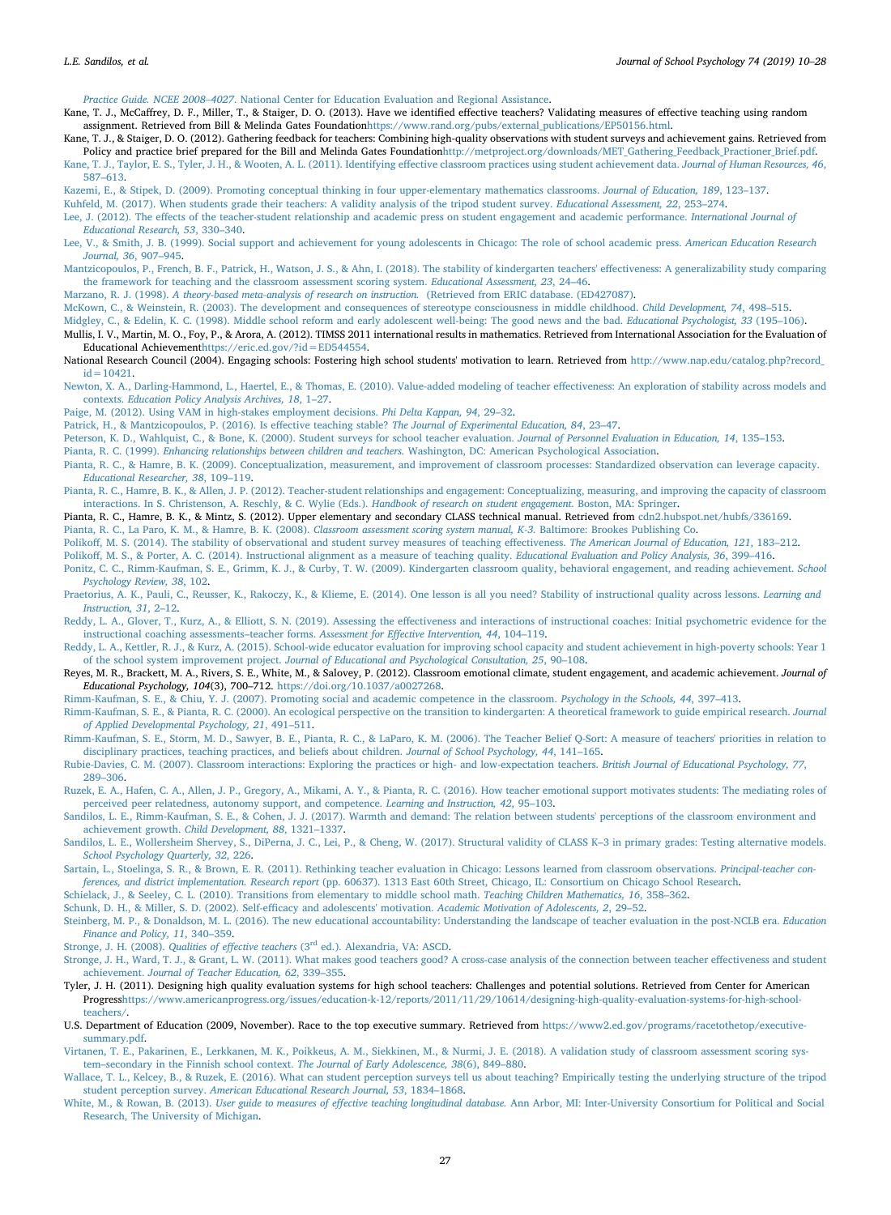*Practice Guide. NCEE 2008–4027*. National Center for Education Evaluation and Regional Assistance.

Kane, T. J., McCaffrey, D. F., Miller, T., & Staiger, D. O. (2013). Have we identified effective teachers? Validating measures of effective teaching using random assignment. Retrieved from Bill & Melinda Gates Foundationhttps://www.rand.org/pubs/external_publications/EP50156.html.

Kane, T. J., & Staiger, D. O. (2012). Gathering feedback for teachers: Combining high-quality observations with student surveys and achievement gains. Retrieved from Policy and practice brief prepared for the Bill and Melinda Gates Foundationhttp://metproject.org/downloads/MET_Gathering_Feedback_Practioner_Brief.pdf.

Kane, T. J., Taylor, E. S., Tyler, J. H., & Wooten, A. L. (2011). Identifying effective classroom practices using student achievement data. *Journal of Human Resources, 46*, 587–613.

Kazemi, E., & Stipek, D. (2009). Promoting conceptual thinking in four upper-elementary mathematics classrooms. *Journal of Education, 189*, 123–137.

Kuhfeld, M. (2017). When students grade their teachers: A validity analysis of the tripod student survey. *Educational Assessment, 22*, 253–274.

Lee, J. (2012). The effects of the teacher-student relationship and academic press on student engagement and academic performance. *International Journal of Educational Research, 53*, 330–340.

Lee, V., & Smith, J. B. (1999). Social support and achievement for young adolescents in Chicago: The role of school academic press. *American Education Research Journal, 36*, 907–945.

Mantzicopoulos, P., French, B. F., Patrick, H., Watson, J. S., & Ahn, I. (2018). The stability of kindergarten teachers' effectiveness: A generalizability study comparing the framework for teaching and the classroom assessment scoring system. *Educational Assessment, 23*, 24–46.

Marzano, R. J. (1998). *A theory-based meta-analysis of research on instruction.* (Retrieved from ERIC database. (ED427087).

McKown, C., & Weinstein, R. (2003). The development and consequences of stereotype consciousness in middle childhood. *Child Development, 74*, 498–515.

Midgley, C., & Edelin, K. C. (1998). Middle school reform and early adolescent well-being: The good news and the bad. *Educational Psychologist, 33* (195–106).

Mullis, I. V., Martin, M. O., Foy, P., & Arora, A. (2012). TIMSS 2011 international results in mathematics. Retrieved from International Association for the Evaluation of Educational Achievementhttps://eric.ed.gov/?id=ED544554.

National Research Council (2004). Engaging schools: Fostering high school students' motivation to learn. Retrieved from http://www.nap.edu/catalog.php?record_id=10421.

Newton, X. A., Darling-Hammond, L., Haertel, E., & Thomas, E. (2010). Value-added modeling of teacher effectiveness: An exploration of stability across models and contexts. *Education Policy Analysis Archives, 18*, 1–27.

Paige, M. (2012). Using VAM in high-stakes employment decisions. *Phi Delta Kappan, 94*, 29–32.

Patrick, H., & Mantzicopoulos, P. (2016). Is effective teaching stable? *The Journal of Experimental Education, 84*, 23–47.

Peterson, K. D., Wahlquist, C., & Bone, K. (2000). Student surveys for school teacher evaluation. *Journal of Personnel Evaluation in Education, 14*, 135–153.

Pianta, R. C. (1999). *Enhancing relationships between children and teachers.* Washington, DC: American Psychological Association.

Pianta, R. C., & Hamre, B. K. (2009). Conceptualization, measurement, and improvement of classroom processes: Standardized observation can leverage capacity. *Educational Researcher, 38*, 109–119.

Pianta, R. C., Hamre, B. K., & Allen, J. P. (2012). Teacher-student relationships and engagement: Conceptualizing, measuring, and improving the capacity of classroom interactions. In S. Christenson, A. Reschly, & C. Wylie (Eds.). *Handbook of research on student engagement.* Boston, MA: Springer.

Pianta, R. C., Hamre, B. K., & Mintz, S. (2012). Upper elementary and secondary CLASS technical manual. Retrieved from cdn2.hubspot.net/hubfs/336169.

Pianta, R. C., La Paro, K. M., & Hamre, B. K. (2008). *Classroom assessment scoring system manual, K-3.* Baltimore: Brookes Publishing Co.

Polikoff, M. S. (2014). The stability of observational and student survey measures of teaching effectiveness. *The American Journal of Education, 121*, 183–212.

Polikoff, M. S., & Porter, A. C. (2014). Instructional alignment as a measure of teaching quality. *Educational Evaluation and Policy Analysis, 36*, 399–416.

Ponitz, C. C., Rimm-Kaufman, S. E., Grimm, K. J., & Curby, T. W. (2009). Kindergarten classroom quality, behavioral engagement, and reading achievement. *School Psychology Review, 38*, 102.

Praetorius, A. K., Pauli, C., Reusser, K., Rakoczy, K., & Klieme, E. (2014). One lesson is all you need? Stability of instructional quality across lessons. *Learning and Instruction, 31*, 2–12.

Reddy, L. A., Glover, T., Kurz, A., & Elliott, S. N. (2019). Assessing the effectiveness and interactions of instructional coaches: Initial psychometric evidence for the instructional coaching assessments–teacher forms. *Assessment for Effective Intervention, 44*, 104–119.

Reddy, L. A., Kettler, R. J., & Kurz, A. (2015). School-wide educator evaluation for improving school capacity and student achievement in high-poverty schools: Year 1 of the school system improvement project. *Journal of Educational and Psychological Consultation, 25*, 90–108.

Reyes, M. R., Brackett, M. A., Rivers, S. E., White, M., & Salovey, P. (2012). Classroom emotional climate, student engagement, and academic achievement. *Journal of Educational Psychology, 104*(3), 700–712. https://doi.org/10.1037/a0027268.

Rimm-Kaufman, S. E., & Chiu, Y. J. (2007). Promoting social and academic competence in the classroom. *Psychology in the Schools, 44*, 397–413.

Rimm-Kaufman, S. E., & Pianta, R. C. (2000). An ecological perspective on the transition to kindergarten: A theoretical framework to guide empirical research. *Journal of Applied Developmental Psychology, 21*, 491–511.

Rimm-Kaufman, S. E., Storm, M. D., Sawyer, B. E., Pianta, R. C., & LaParo, K. M. (2006). The Teacher Belief Q-Sort: A measure of teachers' priorities in relation to disciplinary practices, teaching practices, and beliefs about children. *Journal of School Psychology, 44*, 141–165.

Rubie-Davies, C. M. (2007). Classroom interactions: Exploring the practices or high- and low-expectation teachers. *British Journal of Educational Psychology, 77*, 289–306.

Ruzek, E. A., Hafen, C. A., Allen, J. P., Gregory, A., Mikami, A. Y., & Pianta, R. C. (2016). How teacher emotional support motivates students: The mediating roles of perceived peer relatedness, autonomy support, and competence. *Learning and Instruction, 42*, 95–103.

Sandilos, L. E., Rimm-Kaufman, S. E., & Cohen, J. J. (2017). Warmth and demand: The relation between students' perceptions of the classroom environment and achievement growth. *Child Development, 88*, 1321–1337.

Sandilos, L. E., Wollersheim Shervey, S., DiPerna, J. C., Lei, P., & Cheng, W. (2017). Structural validity of CLASS K–3 in primary grades: Testing alternative models. *School Psychology Quarterly, 32*, 226.

Sartain, L., Stoelinga, S. R., & Brown, E. R. (2011). Rethinking teacher evaluation in Chicago: Lessons learned from classroom observations. *Principal-teacher conferences, and district implementation. Research report* (pp. 60637). 1313 East 60th Street, Chicago, IL: Consortium on Chicago School Research.

Schielack, J., & Seeley, C. L. (2010). Transitions from elementary to middle school math. *Teaching Children Mathematics, 16*, 358–362.

Schunk, D. H., & Miller, S. D. (2002). Self-efficacy and adolescents' motivation. *Academic Motivation of Adolescents, 2*, 29–52.

Steinberg, M. P., & Donaldson, M. L. (2016). The new educational accountability: Understanding the landscape of teacher evaluation in the post-NCLB era. *Education Finance and Policy, 11*, 340–359.

Stronge, J. H. (2008). *Qualities of effective teachers* (3rd ed.). Alexandria, VA: ASCD.

Stronge, J. H., Ward, T. J., & Grant, L. W. (2011). What makes good teachers good? A cross-case analysis of the connection between teacher effectiveness and student achievement. *Journal of Teacher Education, 62*, 339–355.

Tyler, J. H. (2011). Designing high quality evaluation systems for high school teachers: Challenges and potential solutions. Retrieved from Center for American Progresshttps://www.americanprogress.org/issues/education-k-12/reports/2011/11/29/10614/designing-high-quality-evaluation-systems-for-high-school-teachers/.

U.S. Department of Education (2009, November). Race to the top executive summary. Retrieved from https://www2.ed.gov/programs/racetothetop/executive-summary.pdf.

Virtanen, T. E., Pakarinen, E., Lerkkanen, M. K., Poikkeus, A. M., Siekkinen, M., & Nurmi, J. E. (2018). A validation study of classroom assessment scoring system–secondary in the Finnish school context. *The Journal of Early Adolescence, 38*(6), 849–880.

Wallace, T. L., Kelcey, B., & Ruzek, E. (2016). What can student perception surveys tell us about teaching? Empirically testing the underlying structure of the tripod student perception survey. *American Educational Research Journal, 53*, 1834–1868.

White, M., & Rowan, B. (2013). *User guide to measures of effective teaching longitudinal database.* Ann Arbor, MI: Inter-University Consortium for Political and Social Research, The University of Michigan.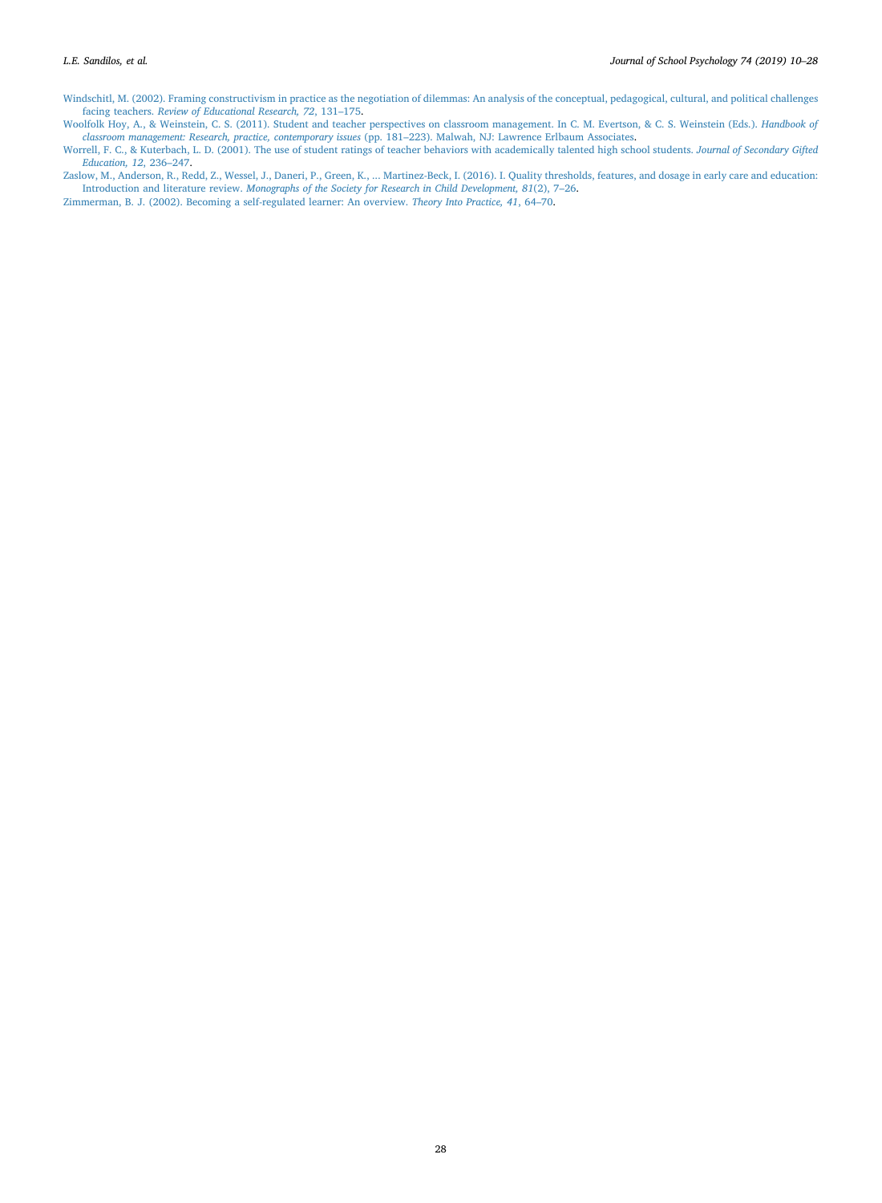Windschitl, M. (2002). Framing constructivism in practice as the negotiation of dilemmas: An analysis of the conceptual, pedagogical, cultural, and political challenges facing teachers. *Review of Educational Research, 72*, 131–175.

Woolfolk Hoy, A., & Weinstein, C. S. (2011). Student and teacher perspectives on classroom management. In C. M. Evertson, & C. S. Weinstein (Eds.). *Handbook of classroom management: Research, practice, contemporary issues* (pp. 181–223). Malwah, NJ: Lawrence Erlbaum Associates.

Worrell, F. C., & Kuterbach, L. D. (2001). The use of student ratings of teacher behaviors with academically talented high school students. *Journal of Secondary Gifted Education, 12*, 236–247.

Zaslow, M., Anderson, R., Redd, Z., Wessel, J., Daneri, P., Green, K., ... Martinez-Beck, I. (2016). I. Quality thresholds, features, and dosage in early care and education: Introduction and literature review. *Monographs of the Society for Research in Child Development, 81*(2), 7–26.

Zimmerman, B. J. (2002). Becoming a self-regulated learner: An overview. *Theory Into Practice, 41*, 64–70.